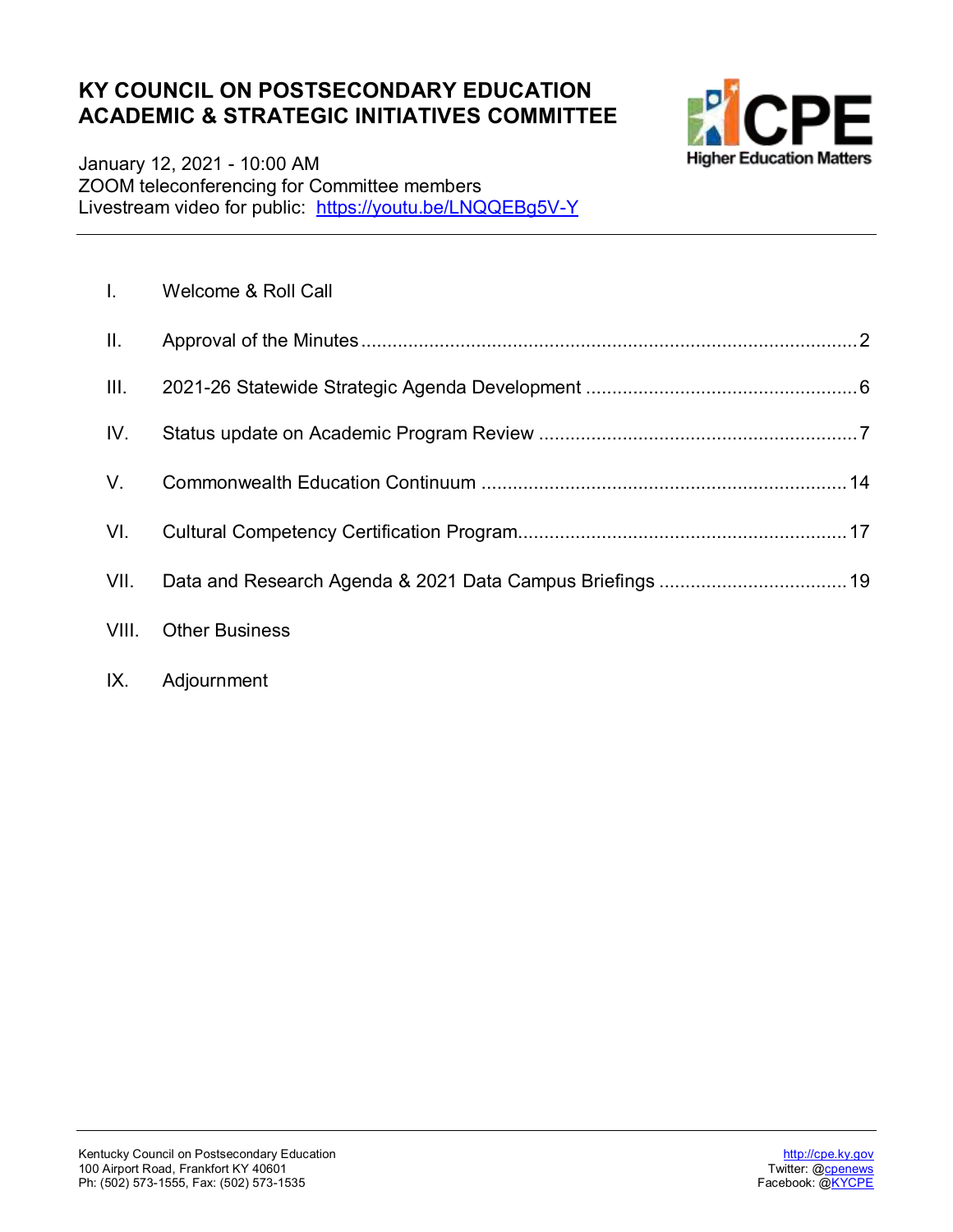# KY COUNCIL ON POSTSECONDARY EDUCATION
# ACADEMIC & STRATEGIC INITIATIVES COMMITTEE

January 12, 2021 - 10:00 AM
ZOOM teleconferencing for Committee members
Livestream video for public: https://youtu.be/LNQQEBg5V-Y

---

| | | |
|---|---|---|
| I. | Welcome & Roll Call | |
| II. | Approval of the Minutes | 2 |
| III. | 2021-26 Statewide Strategic Agenda Development | 6 |
| IV. | Status update on Academic Program Review | 7 |
| V. | Commonwealth Education Continuum | 14 |
| VI. | Cultural Competency Certification Program | 17 |
| VII. | Data and Research Agenda & 2021 Data Campus Briefings | 19 |
| VIII. | Other Business | |
| IX. | Adjournment | |

---

Kentucky Council on Postsecondary Education
100 Airport Road, Frankfort KY 40601
Ph: (502) 573-1555, Fax: (502) 573-1535

http://cpe.ky.gov
Twitter: @cpenews
Facebook: @KYCPE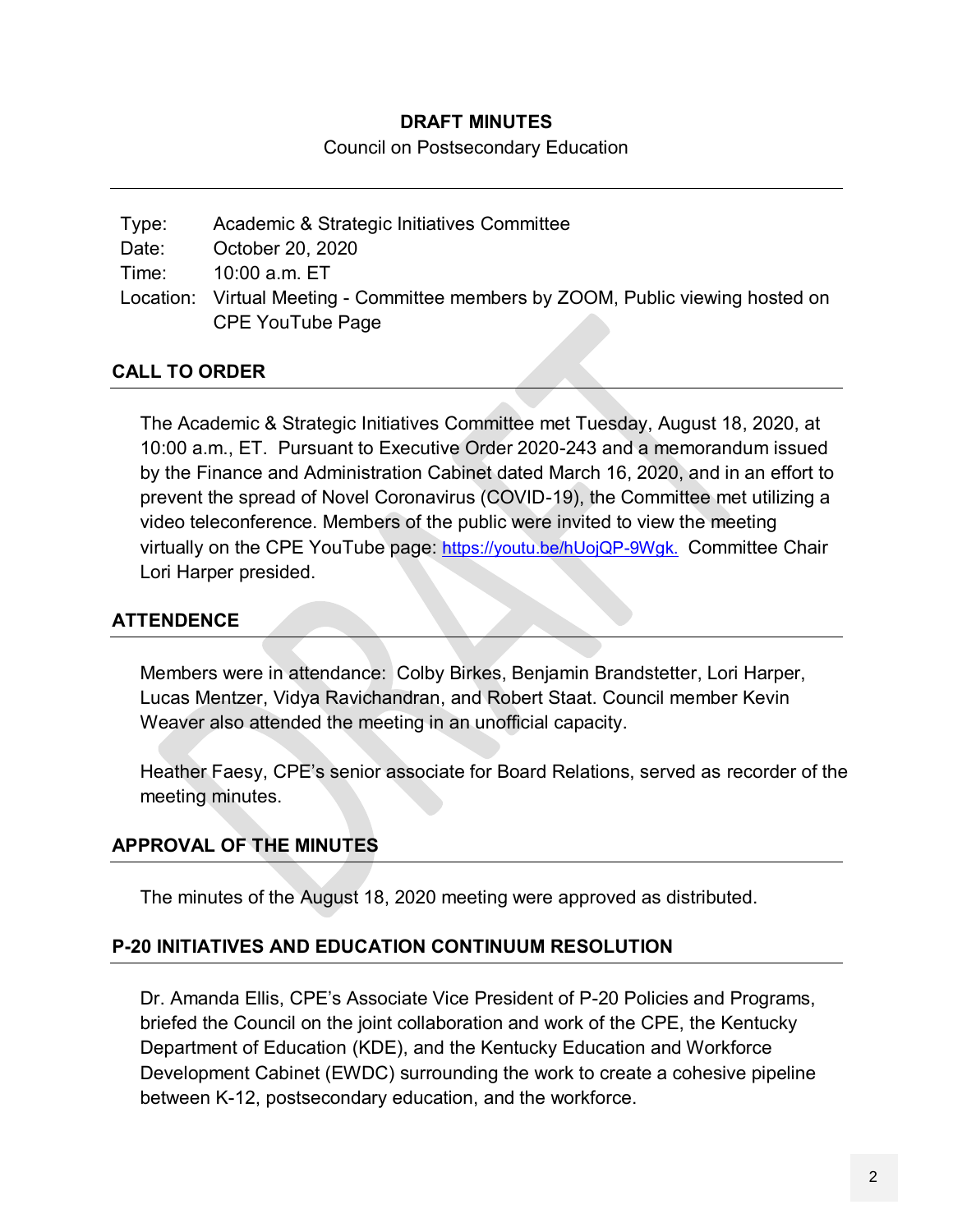**DRAFT MINUTES**

Council on Postsecondary Education

---

Type: Academic & Strategic Initiatives Committee
Date: October 20, 2020
Time: 10:00 a.m. ET
Location: Virtual Meeting - Committee members by ZOOM, Public viewing hosted on CPE YouTube Page

## CALL TO ORDER

The Academic & Strategic Initiatives Committee met Tuesday, August 18, 2020, at 10:00 a.m., ET. Pursuant to Executive Order 2020-243 and a memorandum issued by the Finance and Administration Cabinet dated March 16, 2020, and in an effort to prevent the spread of Novel Coronavirus (COVID-19), the Committee met utilizing a video teleconference. Members of the public were invited to view the meeting virtually on the CPE YouTube page: https://youtu.be/hUojQP-9Wgk. Committee Chair Lori Harper presided.

## ATTENDENCE

Members were in attendance: Colby Birkes, Benjamin Brandstetter, Lori Harper, Lucas Mentzer, Vidya Ravichandran, and Robert Staat. Council member Kevin Weaver also attended the meeting in an unofficial capacity.

Heather Faesy, CPE's senior associate for Board Relations, served as recorder of the meeting minutes.

## APPROVAL OF THE MINUTES

The minutes of the August 18, 2020 meeting were approved as distributed.

## P-20 INITIATIVES AND EDUCATION CONTINUUM RESOLUTION

Dr. Amanda Ellis, CPE's Associate Vice President of P-20 Policies and Programs, briefed the Council on the joint collaboration and work of the CPE, the Kentucky Department of Education (KDE), and the Kentucky Education and Workforce Development Cabinet (EWDC) surrounding the work to create a cohesive pipeline between K-12, postsecondary education, and the workforce.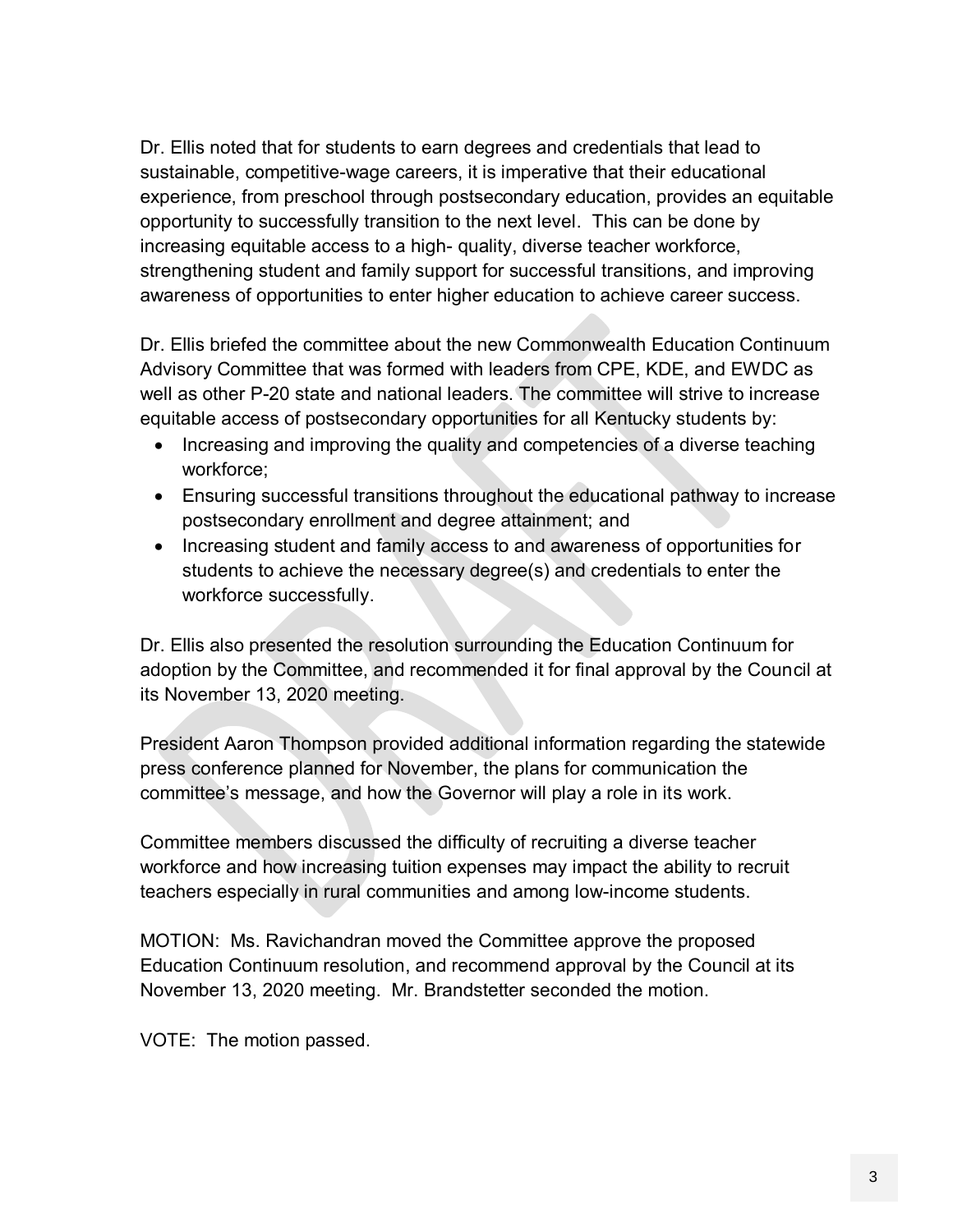Dr. Ellis noted that for students to earn degrees and credentials that lead to sustainable, competitive-wage careers, it is imperative that their educational experience, from preschool through postsecondary education, provides an equitable opportunity to successfully transition to the next level. This can be done by increasing equitable access to a high- quality, diverse teacher workforce, strengthening student and family support for successful transitions, and improving awareness of opportunities to enter higher education to achieve career success.

Dr. Ellis briefed the committee about the new Commonwealth Education Continuum Advisory Committee that was formed with leaders from CPE, KDE, and EWDC as well as other P-20 state and national leaders. The committee will strive to increase equitable access of postsecondary opportunities for all Kentucky students by:

- Increasing and improving the quality and competencies of a diverse teaching workforce;
- Ensuring successful transitions throughout the educational pathway to increase postsecondary enrollment and degree attainment; and
- Increasing student and family access to and awareness of opportunities for students to achieve the necessary degree(s) and credentials to enter the workforce successfully.

Dr. Ellis also presented the resolution surrounding the Education Continuum for adoption by the Committee, and recommended it for final approval by the Council at its November 13, 2020 meeting.

President Aaron Thompson provided additional information regarding the statewide press conference planned for November, the plans for communication the committee's message, and how the Governor will play a role in its work.

Committee members discussed the difficulty of recruiting a diverse teacher workforce and how increasing tuition expenses may impact the ability to recruit teachers especially in rural communities and among low-income students.

MOTION: Ms. Ravichandran moved the Committee approve the proposed Education Continuum resolution, and recommend approval by the Council at its November 13, 2020 meeting. Mr. Brandstetter seconded the motion.

VOTE: The motion passed.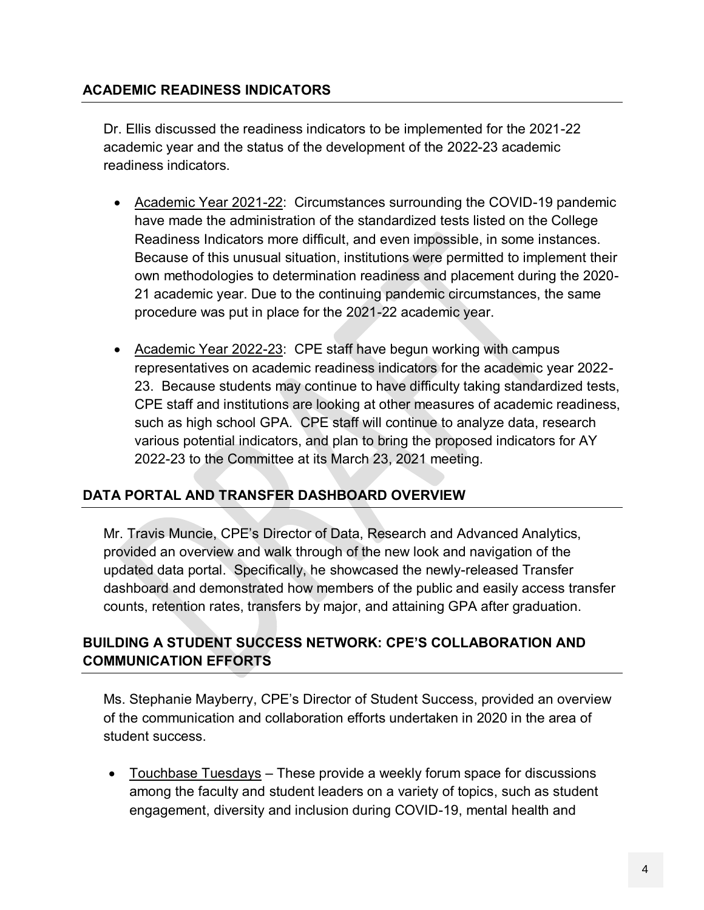## ACADEMIC READINESS INDICATORS

Dr. Ellis discussed the readiness indicators to be implemented for the 2021-22 academic year and the status of the development of the 2022-23 academic readiness indicators.

- Academic Year 2021-22: Circumstances surrounding the COVID-19 pandemic have made the administration of the standardized tests listed on the College Readiness Indicators more difficult, and even impossible, in some instances. Because of this unusual situation, institutions were permitted to implement their own methodologies to determination readiness and placement during the 2020-21 academic year. Due to the continuing pandemic circumstances, the same procedure was put in place for the 2021-22 academic year.

- Academic Year 2022-23: CPE staff have begun working with campus representatives on academic readiness indicators for the academic year 2022-23. Because students may continue to have difficulty taking standardized tests, CPE staff and institutions are looking at other measures of academic readiness, such as high school GPA. CPE staff will continue to analyze data, research various potential indicators, and plan to bring the proposed indicators for AY 2022-23 to the Committee at its March 23, 2021 meeting.

## DATA PORTAL AND TRANSFER DASHBOARD OVERVIEW

Mr. Travis Muncie, CPE's Director of Data, Research and Advanced Analytics, provided an overview and walk through of the new look and navigation of the updated data portal. Specifically, he showcased the newly-released Transfer dashboard and demonstrated how members of the public and easily access transfer counts, retention rates, transfers by major, and attaining GPA after graduation.

## BUILDING A STUDENT SUCCESS NETWORK: CPE'S COLLABORATION AND COMMUNICATION EFFORTS

Ms. Stephanie Mayberry, CPE's Director of Student Success, provided an overview of the communication and collaboration efforts undertaken in 2020 in the area of student success.

- Touchbase Tuesdays – These provide a weekly forum space for discussions among the faculty and student leaders on a variety of topics, such as student engagement, diversity and inclusion during COVID-19, mental health and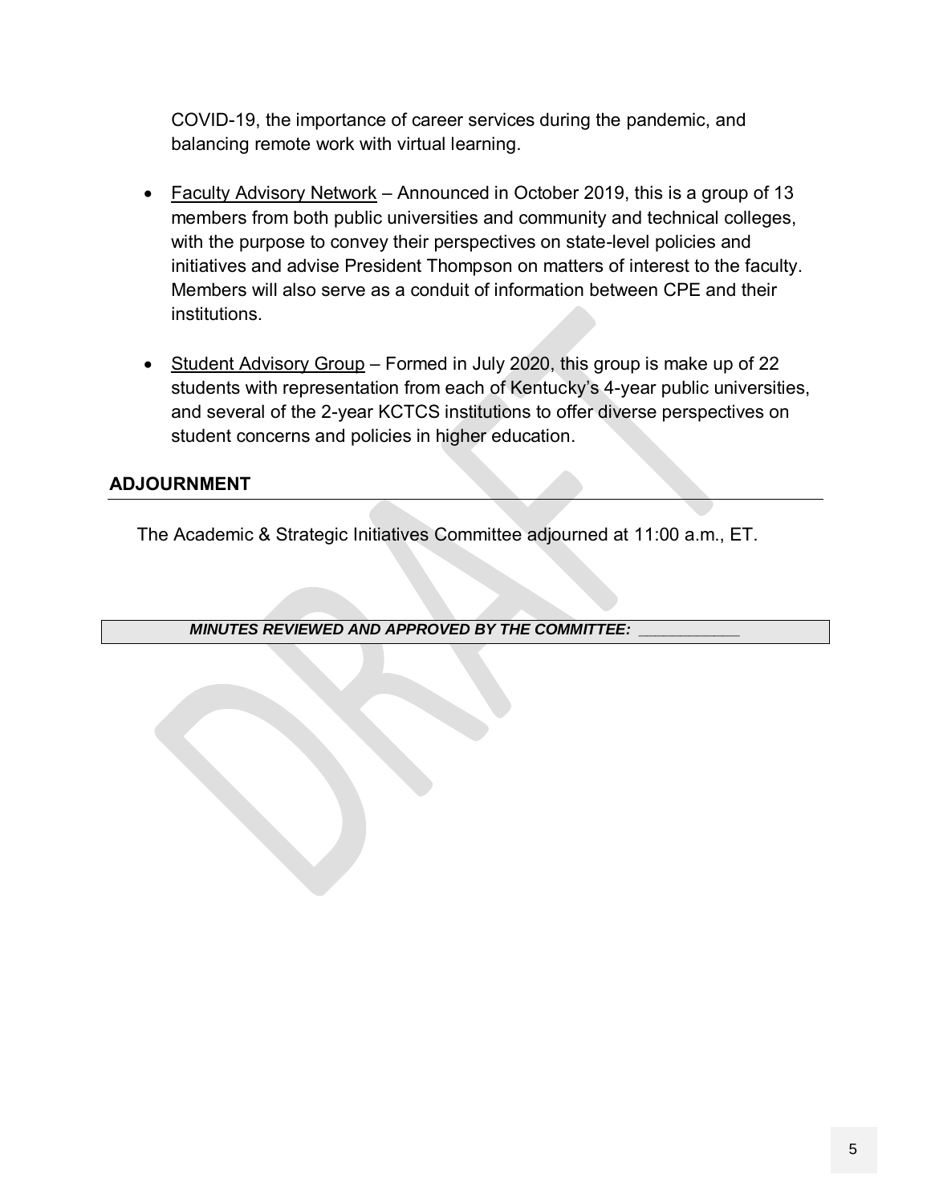COVID-19, the importance of career services during the pandemic, and balancing remote work with virtual learning.

- Faculty Advisory Network – Announced in October 2019, this is a group of 13 members from both public universities and community and technical colleges, with the purpose to convey their perspectives on state-level policies and initiatives and advise President Thompson on matters of interest to the faculty. Members will also serve as a conduit of information between CPE and their institutions.

- Student Advisory Group – Formed in July 2020, this group is make up of 22 students with representation from each of Kentucky's 4-year public universities, and several of the 2-year KCTCS institutions to offer diverse perspectives on student concerns and policies in higher education.

## ADJOURNMENT

The Academic & Strategic Initiatives Committee adjourned at 11:00 a.m., ET.

***MINUTES REVIEWED AND APPROVED BY THE COMMITTEE: ___________***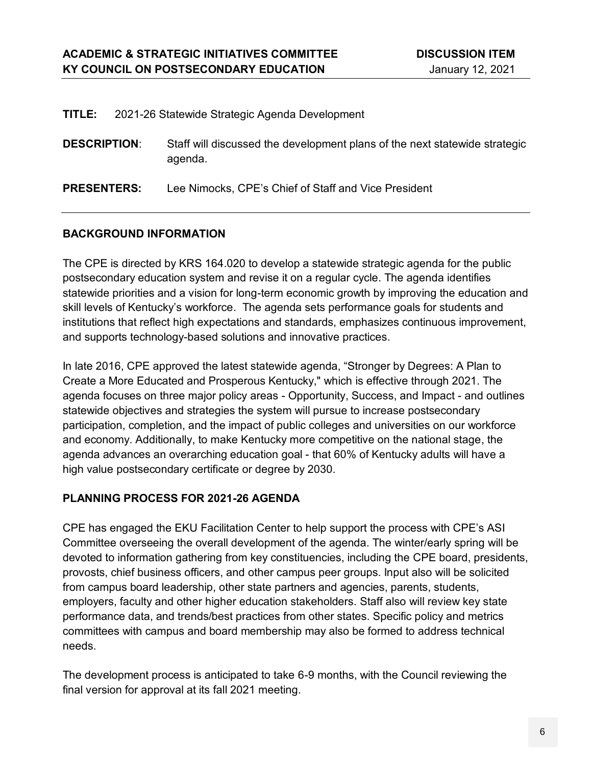**ACADEMIC & STRATEGIC INITIATIVES COMMITTEE** **DISCUSSION ITEM**
**KY COUNCIL ON POSTSECONDARY EDUCATION** January 12, 2021

**TITLE:** 2021-26 Statewide Strategic Agenda Development

**DESCRIPTION**: Staff will discussed the development plans of the next statewide strategic agenda.

**PRESENTERS:** Lee Nimocks, CPE's Chief of Staff and Vice President

## BACKGROUND INFORMATION

The CPE is directed by KRS 164.020 to develop a statewide strategic agenda for the public postsecondary education system and revise it on a regular cycle. The agenda identifies statewide priorities and a vision for long-term economic growth by improving the education and skill levels of Kentucky's workforce. The agenda sets performance goals for students and institutions that reflect high expectations and standards, emphasizes continuous improvement, and supports technology-based solutions and innovative practices.

In late 2016, CPE approved the latest statewide agenda, "Stronger by Degrees: A Plan to Create a More Educated and Prosperous Kentucky," which is effective through 2021. The agenda focuses on three major policy areas - Opportunity, Success, and Impact - and outlines statewide objectives and strategies the system will pursue to increase postsecondary participation, completion, and the impact of public colleges and universities on our workforce and economy. Additionally, to make Kentucky more competitive on the national stage, the agenda advances an overarching education goal - that 60% of Kentucky adults will have a high value postsecondary certificate or degree by 2030.

## PLANNING PROCESS FOR 2021-26 AGENDA

CPE has engaged the EKU Facilitation Center to help support the process with CPE's ASI Committee overseeing the overall development of the agenda. The winter/early spring will be devoted to information gathering from key constituencies, including the CPE board, presidents, provosts, chief business officers, and other campus peer groups. Input also will be solicited from campus board leadership, other state partners and agencies, parents, students, employers, faculty and other higher education stakeholders. Staff also will review key state performance data, and trends/best practices from other states. Specific policy and metrics committees with campus and board membership may also be formed to address technical needs.

The development process is anticipated to take 6-9 months, with the Council reviewing the final version for approval at its fall 2021 meeting.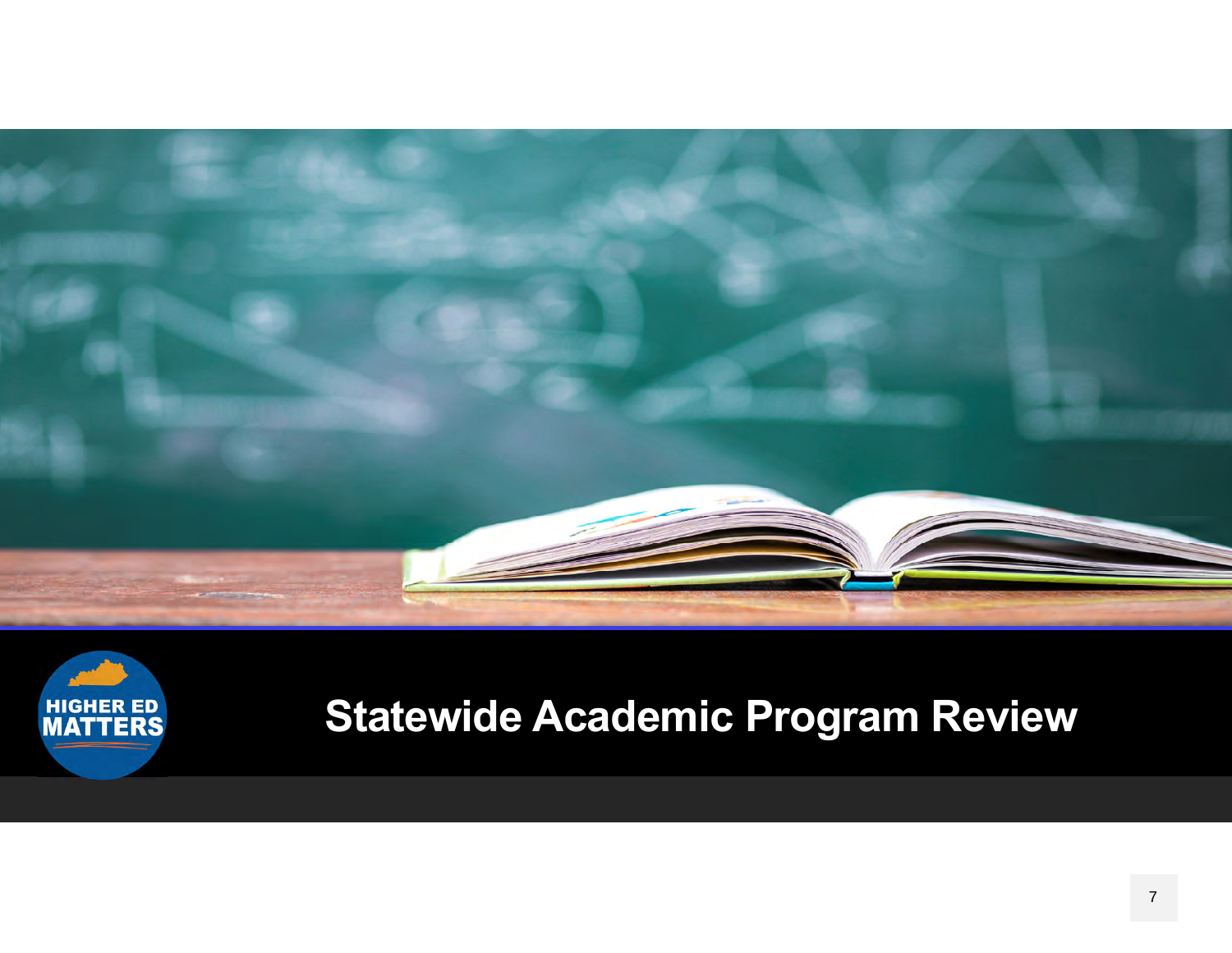# Statewide Academic Program Review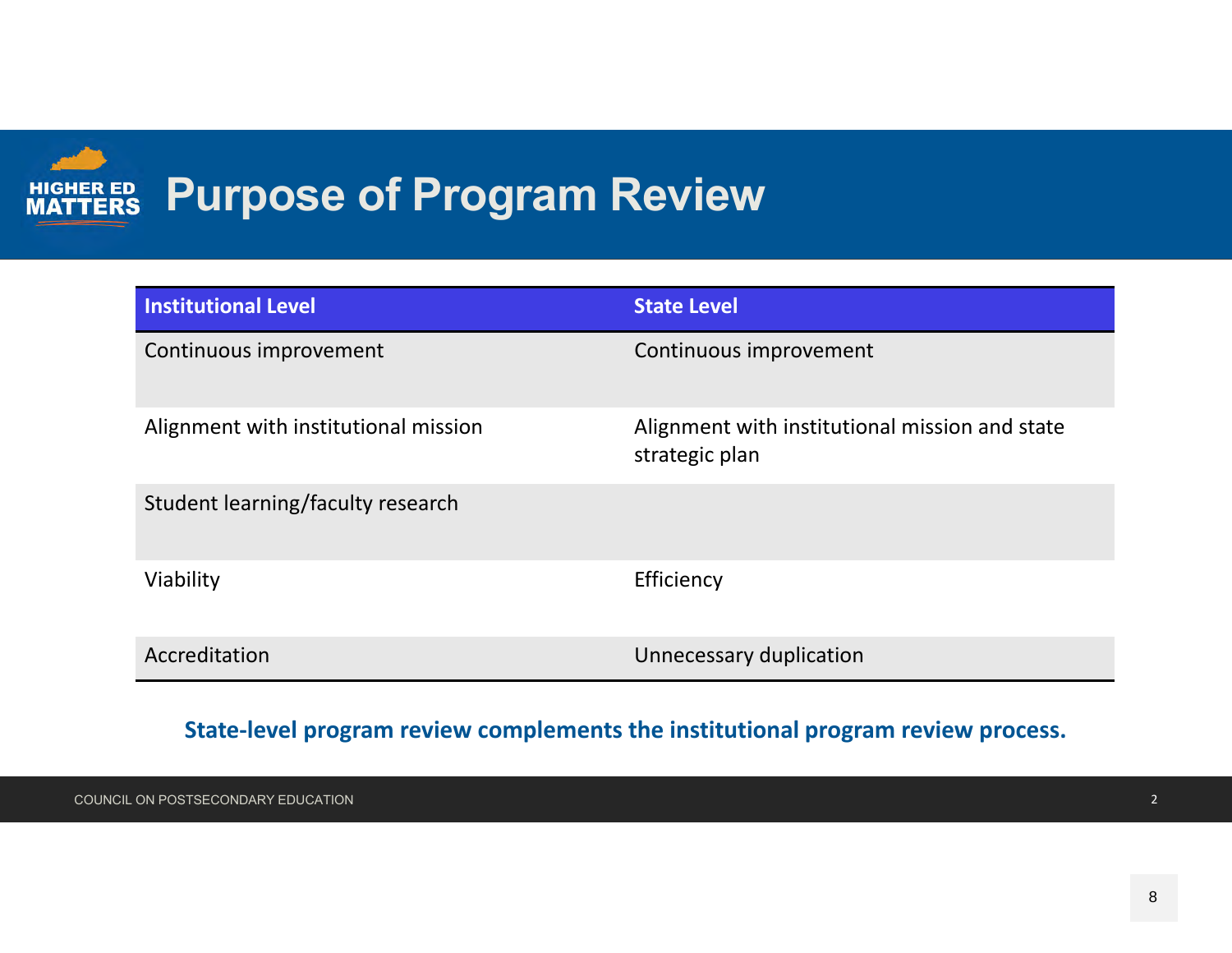# Purpose of Program Review

| Institutional Level | State Level |
|---|---|
| Continuous improvement | Continuous improvement |
| Alignment with institutional mission | Alignment with institutional mission and state strategic plan |
| Student learning/faculty research | |
| Viability | Efficiency |
| Accreditation | Unnecessary duplication |

**State-level program review complements the institutional program review process.**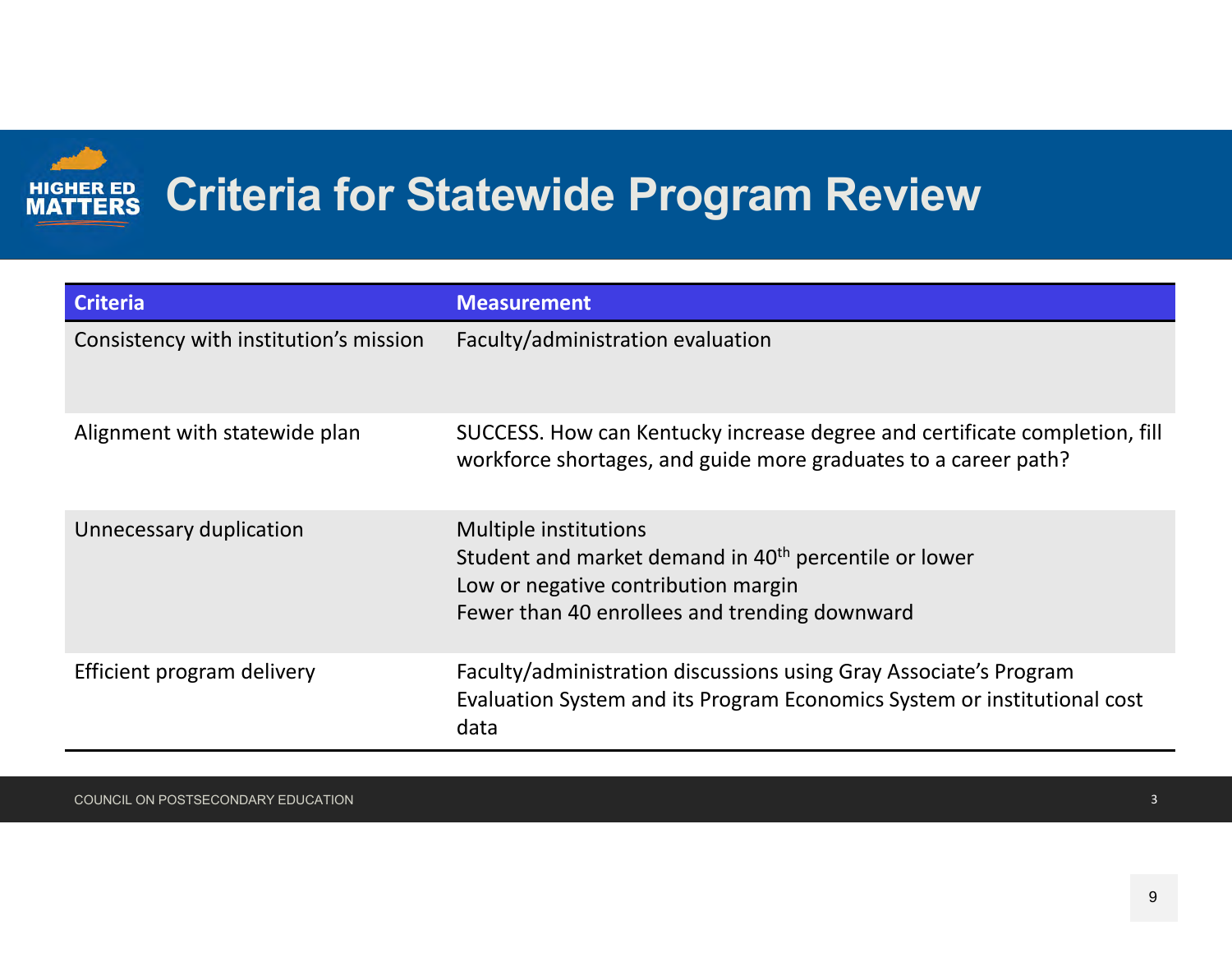# Criteria for Statewide Program Review

| Criteria | Measurement |
| --- | --- |
| Consistency with institution's mission | Faculty/administration evaluation |
| Alignment with statewide plan | SUCCESS. How can Kentucky increase degree and certificate completion, fill workforce shortages, and guide more graduates to a career path? |
| Unnecessary duplication | Multiple institutions<br>Student and market demand in 40th percentile or lower<br>Low or negative contribution margin<br>Fewer than 40 enrollees and trending downward |
| Efficient program delivery | Faculty/administration discussions using Gray Associate's Program Evaluation System and its Program Economics System or institutional cost data |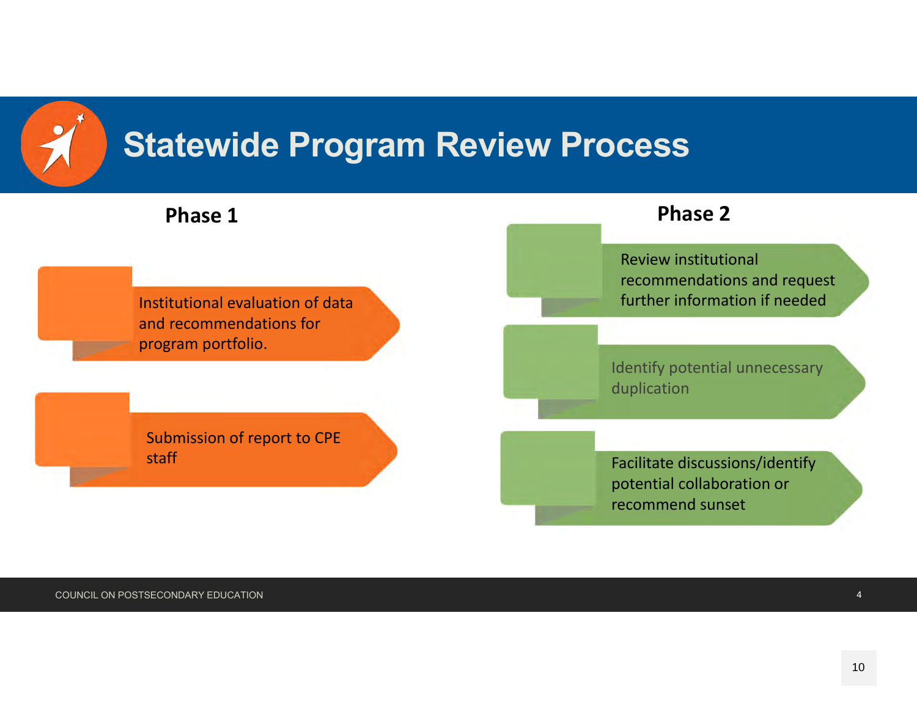# Statewide Program Review Process

## Phase 1

- Institutional evaluation of data and recommendations for program portfolio.
- Submission of report to CPE staff

## Phase 2

- Review institutional recommendations and request further information if needed
- Identify potential unnecessary duplication
- Facilitate discussions/identify potential collaboration or recommend sunset

COUNCIL ON POSTSECONDARY EDUCATION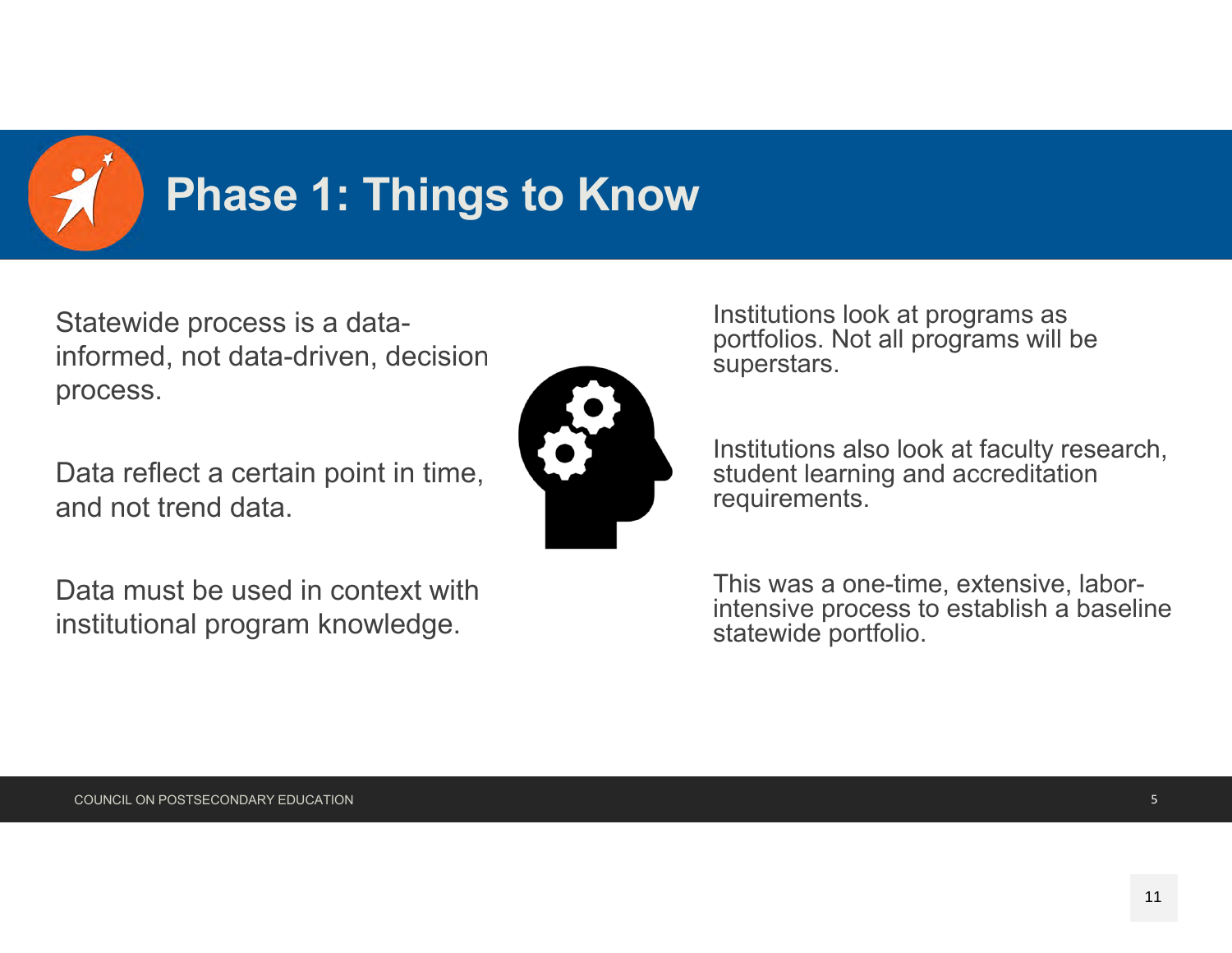# Phase 1: Things to Know

Statewide process is a data-informed, not data-driven, decision process.

Data reflect a certain point in time, and not trend data.

Data must be used in context with institutional program knowledge.

Institutions look at programs as portfolios. Not all programs will be superstars.

Institutions also look at faculty research, student learning and accreditation requirements.

This was a one-time, extensive, labor-intensive process to establish a baseline statewide portfolio.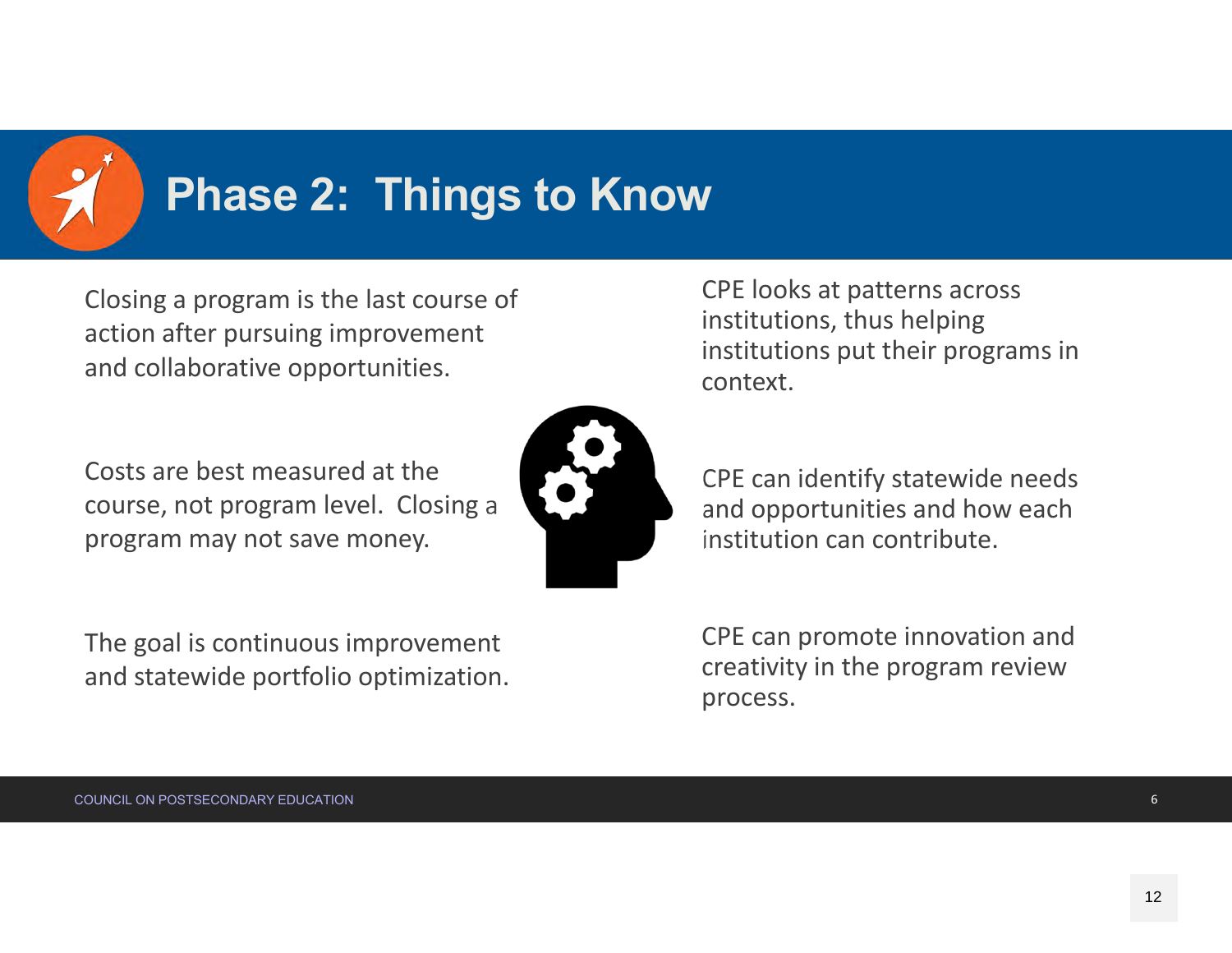# Phase 2: Things to Know

Closing a program is the last course of action after pursuing improvement and collaborative opportunities.

Costs are best measured at the course, not program level. Closing a program may not save money.

The goal is continuous improvement and statewide portfolio optimization.

CPE looks at patterns across institutions, thus helping institutions put their programs in context.

CPE can identify statewide needs and opportunities and how each institution can contribute.

CPE can promote innovation and creativity in the program review process.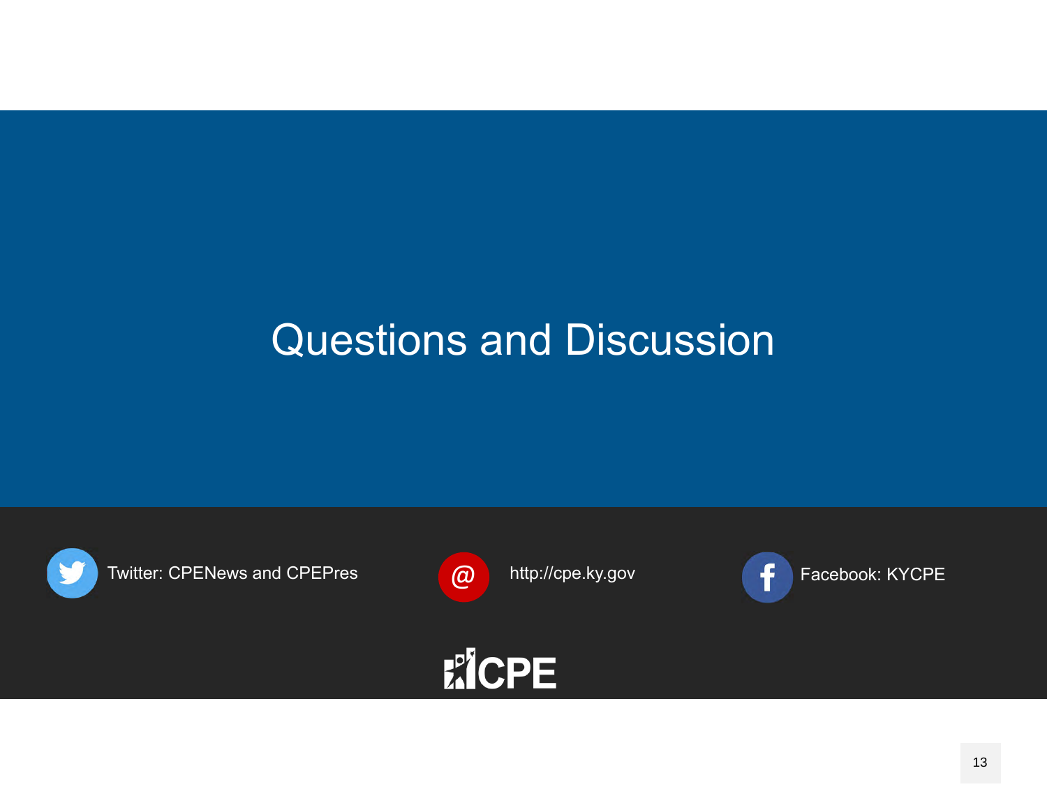# Questions and Discussion

Twitter: CPENews and CPEPres

http://cpe.ky.gov

Facebook: KYCPE

CPE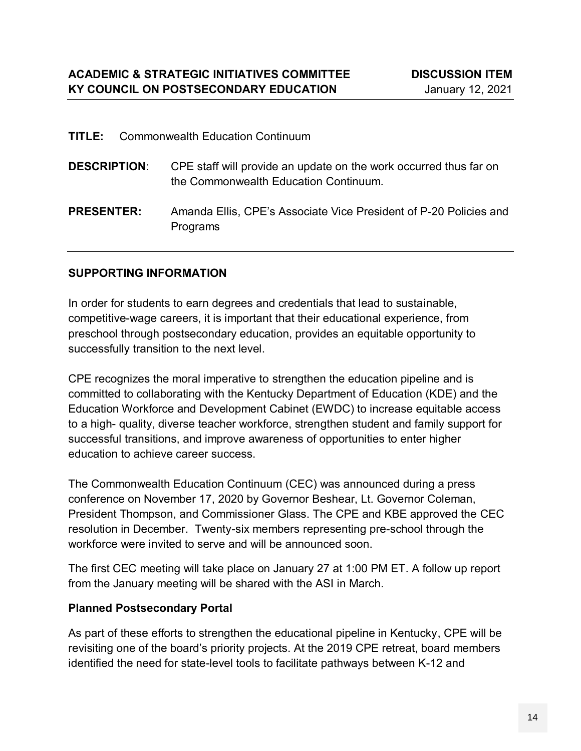**ACADEMIC & STRATEGIC INITIATIVES COMMITTEE** **DISCUSSION ITEM**
**KY COUNCIL ON POSTSECONDARY EDUCATION** January 12, 2021

**TITLE:** Commonwealth Education Continuum

**DESCRIPTION**: CPE staff will provide an update on the work occurred thus far on the Commonwealth Education Continuum.

**PRESENTER:** Amanda Ellis, CPE's Associate Vice President of P-20 Policies and Programs

---

## SUPPORTING INFORMATION

In order for students to earn degrees and credentials that lead to sustainable, competitive-wage careers, it is important that their educational experience, from preschool through postsecondary education, provides an equitable opportunity to successfully transition to the next level.

CPE recognizes the moral imperative to strengthen the education pipeline and is committed to collaborating with the Kentucky Department of Education (KDE) and the Education Workforce and Development Cabinet (EWDC) to increase equitable access to a high- quality, diverse teacher workforce, strengthen student and family support for successful transitions, and improve awareness of opportunities to enter higher education to achieve career success.

The Commonwealth Education Continuum (CEC) was announced during a press conference on November 17, 2020 by Governor Beshear, Lt. Governor Coleman, President Thompson, and Commissioner Glass. The CPE and KBE approved the CEC resolution in December. Twenty-six members representing pre-school through the workforce were invited to serve and will be announced soon.

The first CEC meeting will take place on January 27 at 1:00 PM ET. A follow up report from the January meeting will be shared with the ASI in March.

### Planned Postsecondary Portal

As part of these efforts to strengthen the educational pipeline in Kentucky, CPE will be revisiting one of the board's priority projects. At the 2019 CPE retreat, board members identified the need for state-level tools to facilitate pathways between K-12 and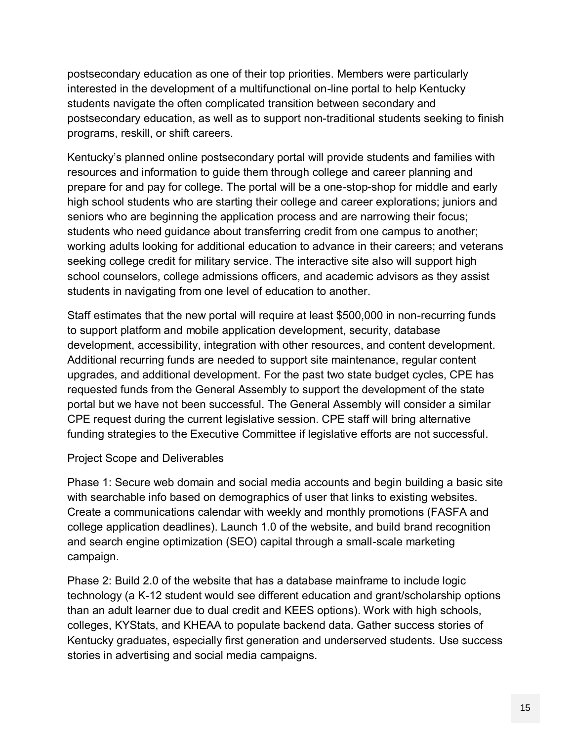postsecondary education as one of their top priorities. Members were particularly interested in the development of a multifunctional on-line portal to help Kentucky students navigate the often complicated transition between secondary and postsecondary education, as well as to support non-traditional students seeking to finish programs, reskill, or shift careers.

Kentucky's planned online postsecondary portal will provide students and families with resources and information to guide them through college and career planning and prepare for and pay for college. The portal will be a one-stop-shop for middle and early high school students who are starting their college and career explorations; juniors and seniors who are beginning the application process and are narrowing their focus; students who need guidance about transferring credit from one campus to another; working adults looking for additional education to advance in their careers; and veterans seeking college credit for military service. The interactive site also will support high school counselors, college admissions officers, and academic advisors as they assist students in navigating from one level of education to another.

Staff estimates that the new portal will require at least $500,000 in non-recurring funds to support platform and mobile application development, security, database development, accessibility, integration with other resources, and content development. Additional recurring funds are needed to support site maintenance, regular content upgrades, and additional development. For the past two state budget cycles, CPE has requested funds from the General Assembly to support the development of the state portal but we have not been successful. The General Assembly will consider a similar CPE request during the current legislative session. CPE staff will bring alternative funding strategies to the Executive Committee if legislative efforts are not successful.

Project Scope and Deliverables

Phase 1: Secure web domain and social media accounts and begin building a basic site with searchable info based on demographics of user that links to existing websites. Create a communications calendar with weekly and monthly promotions (FASFA and college application deadlines). Launch 1.0 of the website, and build brand recognition and search engine optimization (SEO) capital through a small-scale marketing campaign.

Phase 2: Build 2.0 of the website that has a database mainframe to include logic technology (a K-12 student would see different education and grant/scholarship options than an adult learner due to dual credit and KEES options). Work with high schools, colleges, KYStats, and KHEAA to populate backend data. Gather success stories of Kentucky graduates, especially first generation and underserved students. Use success stories in advertising and social media campaigns.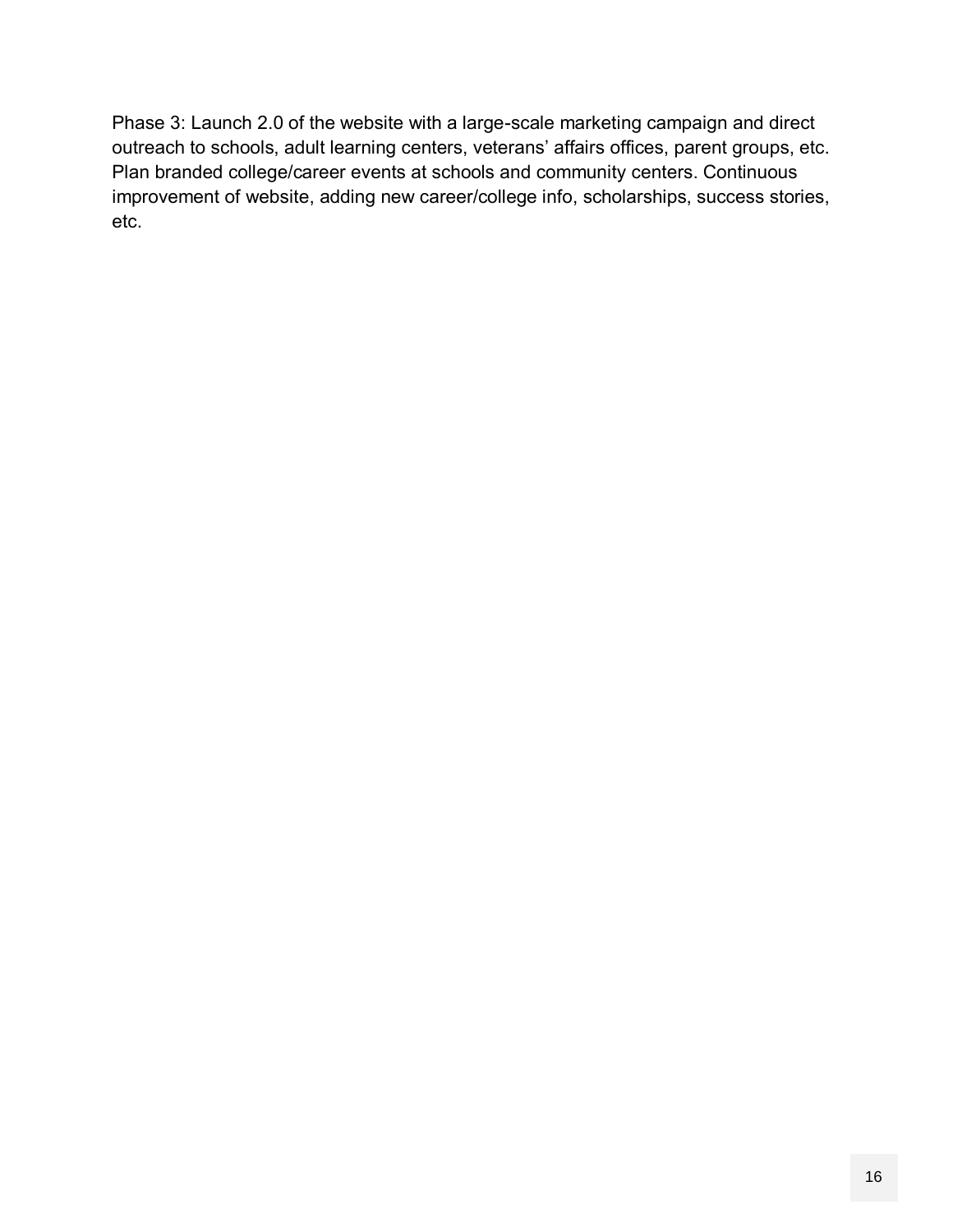Phase 3: Launch 2.0 of the website with a large-scale marketing campaign and direct outreach to schools, adult learning centers, veterans' affairs offices, parent groups, etc. Plan branded college/career events at schools and community centers. Continuous improvement of website, adding new career/college info, scholarships, success stories, etc.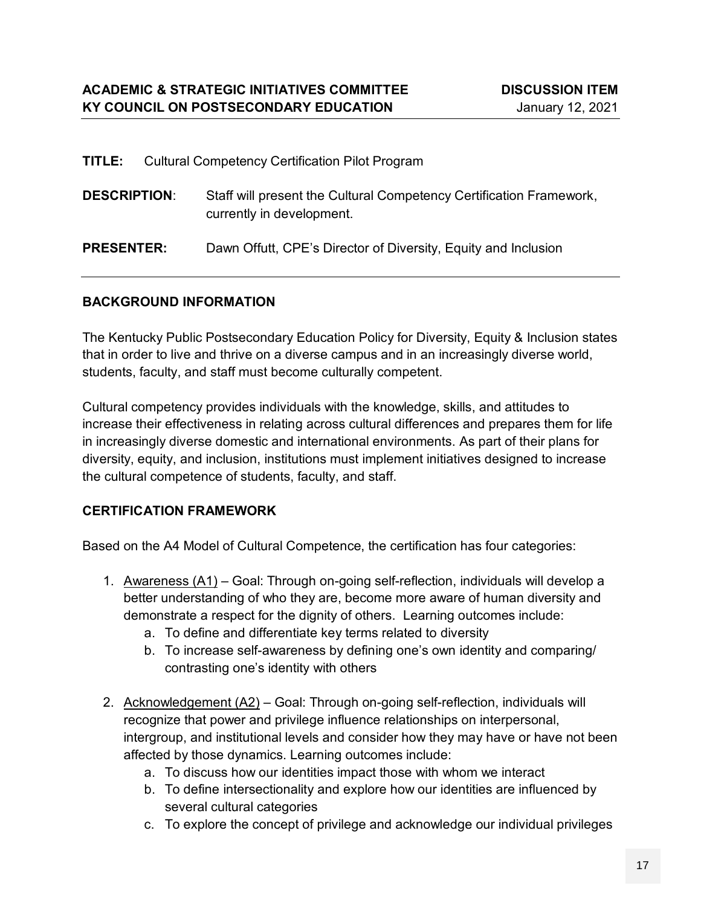**ACADEMIC & STRATEGIC INITIATIVES COMMITTEE** **DISCUSSION ITEM**
**KY COUNCIL ON POSTSECONDARY EDUCATION** January 12, 2021

**TITLE:** Cultural Competency Certification Pilot Program

**DESCRIPTION**: Staff will present the Cultural Competency Certification Framework, currently in development.

**PRESENTER:** Dawn Offutt, CPE's Director of Diversity, Equity and Inclusion

---

## BACKGROUND INFORMATION

The Kentucky Public Postsecondary Education Policy for Diversity, Equity & Inclusion states that in order to live and thrive on a diverse campus and in an increasingly diverse world, students, faculty, and staff must become culturally competent.

Cultural competency provides individuals with the knowledge, skills, and attitudes to increase their effectiveness in relating across cultural differences and prepares them for life in increasingly diverse domestic and international environments. As part of their plans for diversity, equity, and inclusion, institutions must implement initiatives designed to increase the cultural competence of students, faculty, and staff.

## CERTIFICATION FRAMEWORK

Based on the A4 Model of Cultural Competence, the certification has four categories:

1. Awareness (A1) – Goal: Through on-going self-reflection, individuals will develop a better understanding of who they are, become more aware of human diversity and demonstrate a respect for the dignity of others. Learning outcomes include:
   a. To define and differentiate key terms related to diversity
   b. To increase self-awareness by defining one's own identity and comparing/ contrasting one's identity with others

2. Acknowledgement (A2) – Goal: Through on-going self-reflection, individuals will recognize that power and privilege influence relationships on interpersonal, intergroup, and institutional levels and consider how they may have or have not been affected by those dynamics. Learning outcomes include:
   a. To discuss how our identities impact those with whom we interact
   b. To define intersectionality and explore how our identities are influenced by several cultural categories
   c. To explore the concept of privilege and acknowledge our individual privileges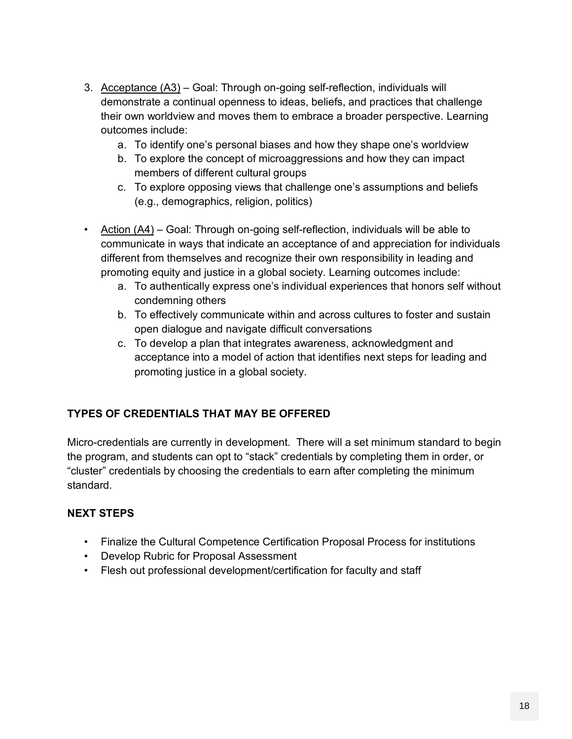3. <u>Acceptance (A3)</u> – Goal: Through on-going self-reflection, individuals will demonstrate a continual openness to ideas, beliefs, and practices that challenge their own worldview and moves them to embrace a broader perspective. Learning outcomes include:
    a. To identify one's personal biases and how they shape one's worldview
    b. To explore the concept of microaggressions and how they can impact members of different cultural groups
    c. To explore opposing views that challenge one's assumptions and beliefs (e.g., demographics, religion, politics)

- <u>Action (A4)</u> – Goal: Through on-going self-reflection, individuals will be able to communicate in ways that indicate an acceptance of and appreciation for individuals different from themselves and recognize their own responsibility in leading and promoting equity and justice in a global society. Learning outcomes include:
    a. To authentically express one's individual experiences that honors self without condemning others
    b. To effectively communicate within and across cultures to foster and sustain open dialogue and navigate difficult conversations
    c. To develop a plan that integrates awareness, acknowledgment and acceptance into a model of action that identifies next steps for leading and promoting justice in a global society.

## TYPES OF CREDENTIALS THAT MAY BE OFFERED

Micro-credentials are currently in development. There will a set minimum standard to begin the program, and students can opt to "stack" credentials by completing them in order, or "cluster" credentials by choosing the credentials to earn after completing the minimum standard.

## NEXT STEPS

- Finalize the Cultural Competence Certification Proposal Process for institutions
- Develop Rubric for Proposal Assessment
- Flesh out professional development/certification for faculty and staff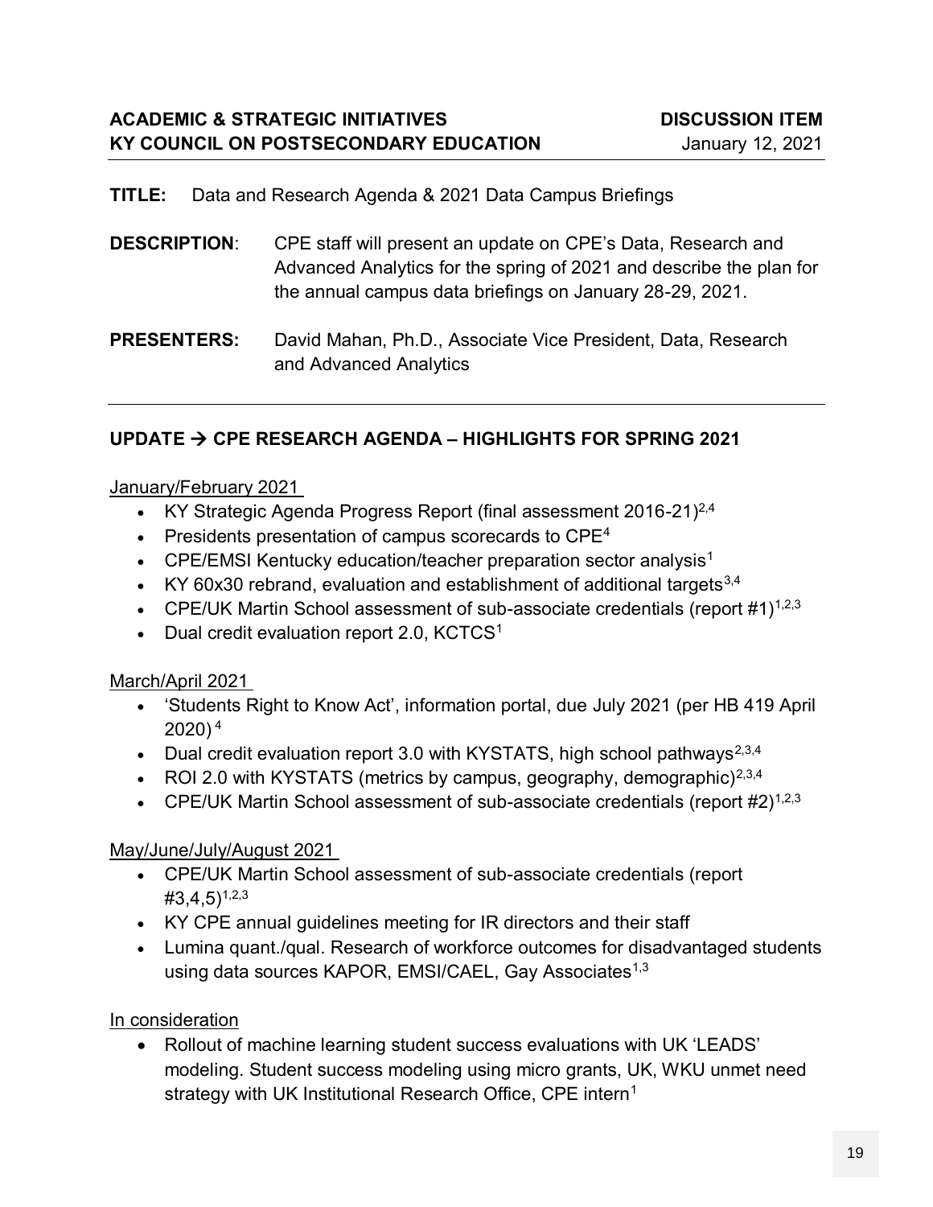**ACADEMIC & STRATEGIC INITIATIVES** **DISCUSSION ITEM**
**KY COUNCIL ON POSTSECONDARY EDUCATION** January 12, 2021

**TITLE:** Data and Research Agenda & 2021 Data Campus Briefings

**DESCRIPTION**: CPE staff will present an update on CPE's Data, Research and Advanced Analytics for the spring of 2021 and describe the plan for the annual campus data briefings on January 28-29, 2021.

**PRESENTERS:** David Mahan, Ph.D., Associate Vice President, Data, Research and Advanced Analytics

---

## UPDATE → CPE RESEARCH AGENDA – HIGHLIGHTS FOR SPRING 2021

January/February 2021

- KY Strategic Agenda Progress Report (final assessment 2016-21)[2,4]
- Presidents presentation of campus scorecards to CPE[4]
- CPE/EMSI Kentucky education/teacher preparation sector analysis[1]
- KY 60x30 rebrand, evaluation and establishment of additional targets[3,4]
- CPE/UK Martin School assessment of sub-associate credentials (report #1)[1,2,3]
- Dual credit evaluation report 2.0, KCTCS[1]

March/April 2021

- 'Students Right to Know Act', information portal, due July 2021 (per HB 419 April 2020)[4]
- Dual credit evaluation report 3.0 with KYSTATS, high school pathways[2,3,4]
- ROI 2.0 with KYSTATS (metrics by campus, geography, demographic)[2,3,4]
- CPE/UK Martin School assessment of sub-associate credentials (report #2)[1,2,3]

May/June/July/August 2021

- CPE/UK Martin School assessment of sub-associate credentials (report #3,4,5)[1,2,3]
- KY CPE annual guidelines meeting for IR directors and their staff
- Lumina quant./qual. Research of workforce outcomes for disadvantaged students using data sources KAPOR, EMSI/CAEL, Gay Associates[1,3]

In consideration

- Rollout of machine learning student success evaluations with UK 'LEADS' modeling. Student success modeling using micro grants, UK, WKU unmet need strategy with UK Institutional Research Office, CPE intern[1]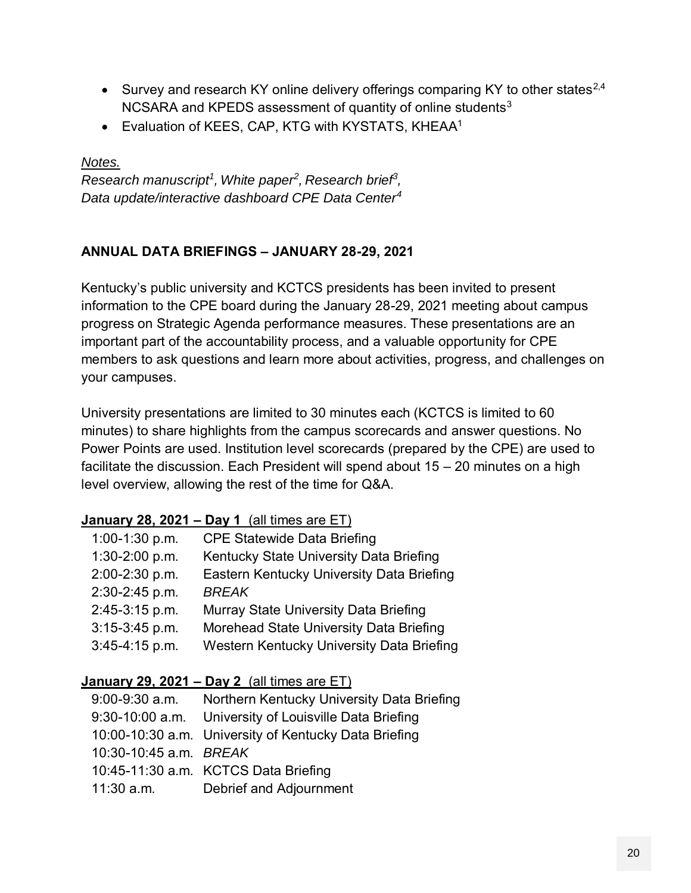- Survey and research KY online delivery offerings comparing KY to other states[2,4] NCSARA and KPEDS assessment of quantity of online students[3]
- Evaluation of KEES, CAP, KTG with KYSTATS, KHEAA[1]

*Notes.*
*Research manuscript[1], White paper[2], Research brief[3], Data update/interactive dashboard CPE Data Center[4]*

**ANNUAL DATA BRIEFINGS – JANUARY 28-29, 2021**

Kentucky's public university and KCTCS presidents has been invited to present information to the CPE board during the January 28-29, 2021 meeting about campus progress on Strategic Agenda performance measures. These presentations are an important part of the accountability process, and a valuable opportunity for CPE members to ask questions and learn more about activities, progress, and challenges on your campuses.

University presentations are limited to 30 minutes each (KCTCS is limited to 60 minutes) to share highlights from the campus scorecards and answer questions. No Power Points are used. Institution level scorecards (prepared by the CPE) are used to facilitate the discussion. Each President will spend about 15 – 20 minutes on a high level overview, allowing the rest of the time for Q&A.

**January 28, 2021 – Day 1** (all times are ET)

| | |
|---|---|
| 1:00-1:30 p.m. | CPE Statewide Data Briefing |
| 1:30-2:00 p.m. | Kentucky State University Data Briefing |
| 2:00-2:30 p.m. | Eastern Kentucky University Data Briefing |
| 2:30-2:45 p.m. | *BREAK* |
| 2:45-3:15 p.m. | Murray State University Data Briefing |
| 3:15-3:45 p.m. | Morehead State University Data Briefing |
| 3:45-4:15 p.m. | Western Kentucky University Data Briefing |

**January 29, 2021 – Day 2** (all times are ET)

| | |
|---|---|
| 9:00-9:30 a.m. | Northern Kentucky University Data Briefing |
| 9:30-10:00 a.m. | University of Louisville Data Briefing |
| 10:00-10:30 a.m. | University of Kentucky Data Briefing |
| 10:30-10:45 a.m. | *BREAK* |
| 10:45-11:30 a.m. | KCTCS Data Briefing |
| 11:30 a.m. | Debrief and Adjournment |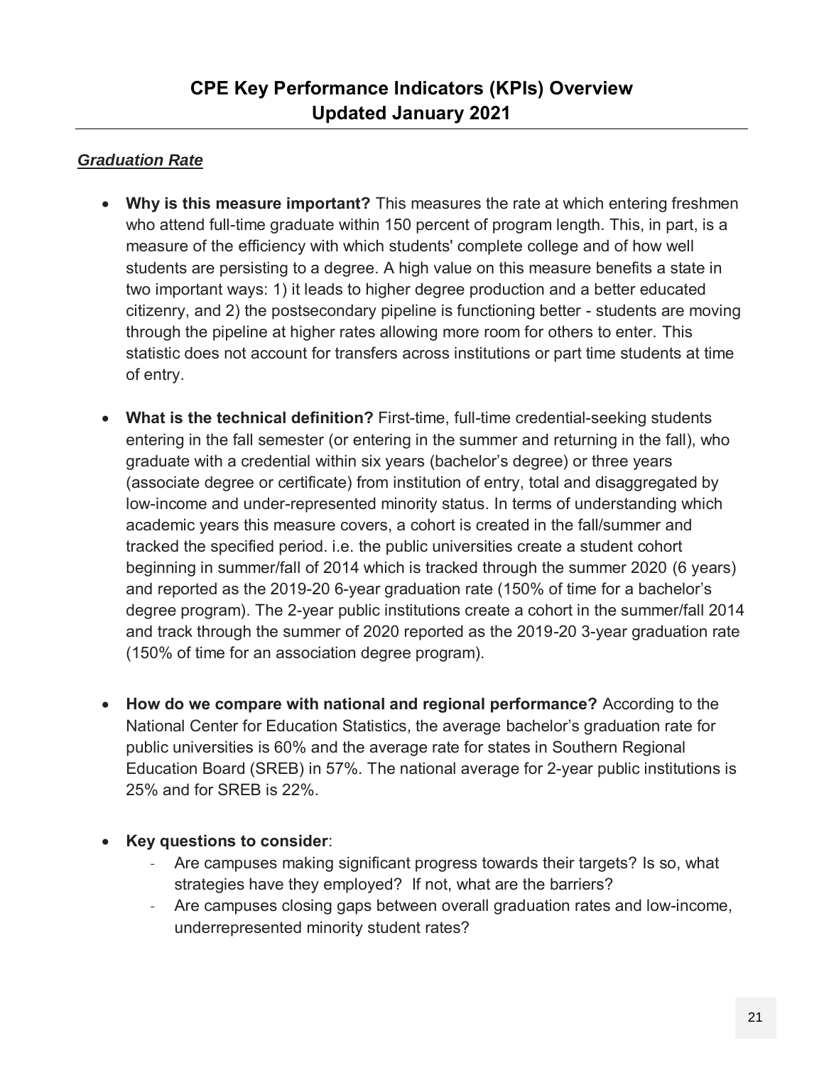# CPE Key Performance Indicators (KPIs) Overview
# Updated January 2021

***Graduation Rate***

- **Why is this measure important?** This measures the rate at which entering freshmen who attend full-time graduate within 150 percent of program length. This, in part, is a measure of the efficiency with which students' complete college and of how well students are persisting to a degree. A high value on this measure benefits a state in two important ways: 1) it leads to higher degree production and a better educated citizenry, and 2) the postsecondary pipeline is functioning better - students are moving through the pipeline at higher rates allowing more room for others to enter. This statistic does not account for transfers across institutions or part time students at time of entry.

- **What is the technical definition?** First-time, full-time credential-seeking students entering in the fall semester (or entering in the summer and returning in the fall), who graduate with a credential within six years (bachelor's degree) or three years (associate degree or certificate) from institution of entry, total and disaggregated by low-income and under-represented minority status. In terms of understanding which academic years this measure covers, a cohort is created in the fall/summer and tracked the specified period. i.e. the public universities create a student cohort beginning in summer/fall of 2014 which is tracked through the summer 2020 (6 years) and reported as the 2019-20 6-year graduation rate (150% of time for a bachelor's degree program). The 2-year public institutions create a cohort in the summer/fall 2014 and track through the summer of 2020 reported as the 2019-20 3-year graduation rate (150% of time for an association degree program).

- **How do we compare with national and regional performance?** According to the National Center for Education Statistics, the average bachelor's graduation rate for public universities is 60% and the average rate for states in Southern Regional Education Board (SREB) in 57%. The national average for 2-year public institutions is 25% and for SREB is 22%.

- **Key questions to consider**:
  - Are campuses making significant progress towards their targets? Is so, what strategies have they employed? If not, what are the barriers?
  - Are campuses closing gaps between overall graduation rates and low-income, underrepresented minority student rates?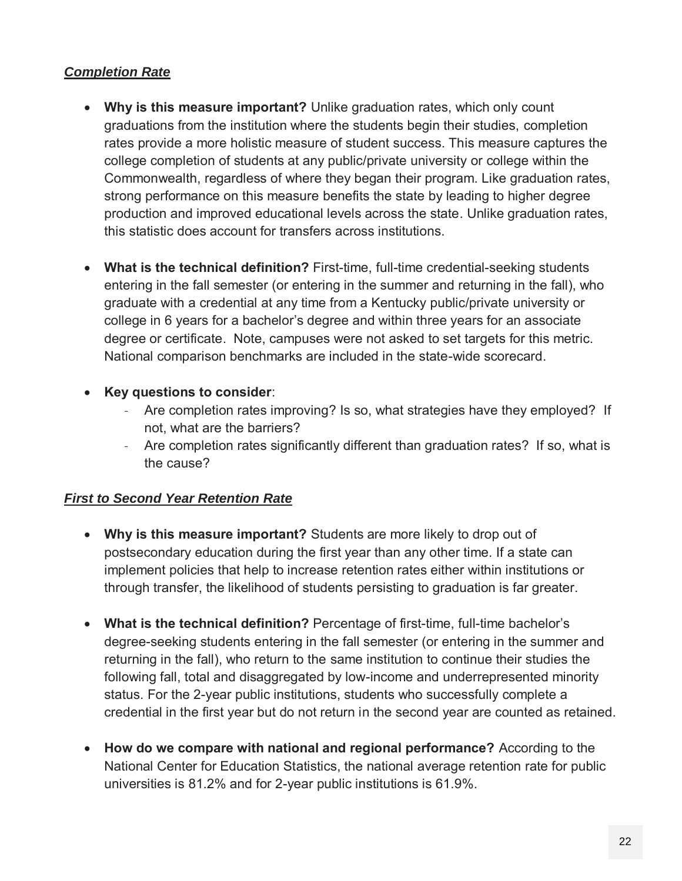***Completion Rate***

- **Why is this measure important?** Unlike graduation rates, which only count graduations from the institution where the students begin their studies, completion rates provide a more holistic measure of student success. This measure captures the college completion of students at any public/private university or college within the Commonwealth, regardless of where they began their program. Like graduation rates, strong performance on this measure benefits the state by leading to higher degree production and improved educational levels across the state. Unlike graduation rates, this statistic does account for transfers across institutions.

- **What is the technical definition?** First-time, full-time credential-seeking students entering in the fall semester (or entering in the summer and returning in the fall), who graduate with a credential at any time from a Kentucky public/private university or college in 6 years for a bachelor's degree and within three years for an associate degree or certificate. Note, campuses were not asked to set targets for this metric. National comparison benchmarks are included in the state-wide scorecard.

- **Key questions to consider**:
  - Are completion rates improving? Is so, what strategies have they employed? If not, what are the barriers?
  - Are completion rates significantly different than graduation rates? If so, what is the cause?

***First to Second Year Retention Rate***

- **Why is this measure important?** Students are more likely to drop out of postsecondary education during the first year than any other time. If a state can implement policies that help to increase retention rates either within institutions or through transfer, the likelihood of students persisting to graduation is far greater.

- **What is the technical definition?** Percentage of first-time, full-time bachelor's degree-seeking students entering in the fall semester (or entering in the summer and returning in the fall), who return to the same institution to continue their studies the following fall, total and disaggregated by low-income and underrepresented minority status. For the 2-year public institutions, students who successfully complete a credential in the first year but do not return in the second year are counted as retained.

- **How do we compare with national and regional performance?** According to the National Center for Education Statistics, the national average retention rate for public universities is 81.2% and for 2-year public institutions is 61.9%.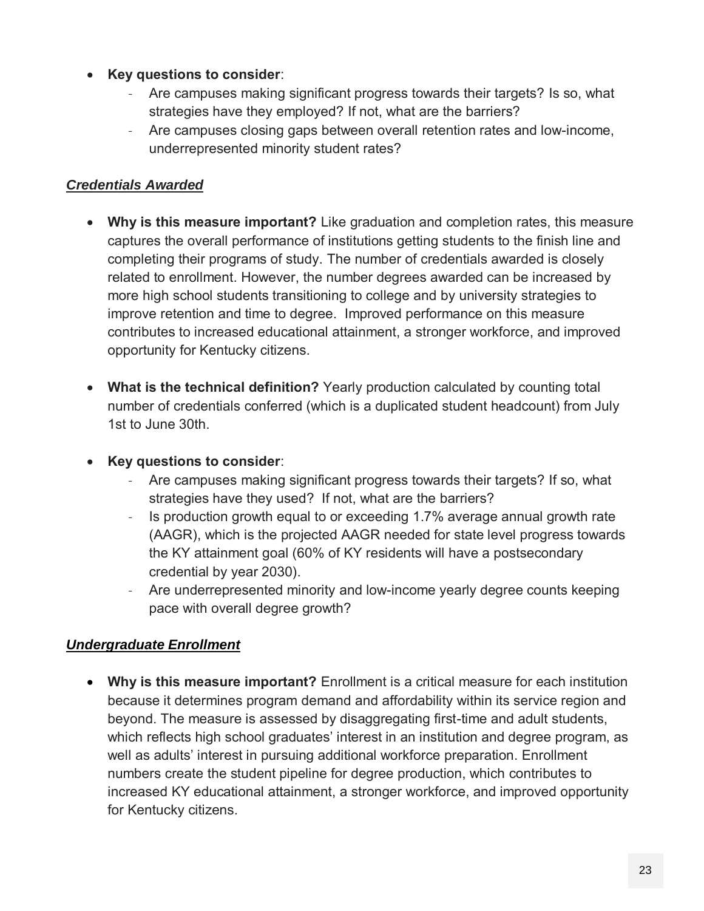- **Key questions to consider**:
    - Are campuses making significant progress towards their targets? Is so, what strategies have they employed? If not, what are the barriers?
    - Are campuses closing gaps between overall retention rates and low-income, underrepresented minority student rates?

***Credentials Awarded***

- **Why is this measure important?** Like graduation and completion rates, this measure captures the overall performance of institutions getting students to the finish line and completing their programs of study. The number of credentials awarded is closely related to enrollment. However, the number degrees awarded can be increased by more high school students transitioning to college and by university strategies to improve retention and time to degree. Improved performance on this measure contributes to increased educational attainment, a stronger workforce, and improved opportunity for Kentucky citizens.

- **What is the technical definition?** Yearly production calculated by counting total number of credentials conferred (which is a duplicated student headcount) from July 1st to June 30th.

- **Key questions to consider**:
    - Are campuses making significant progress towards their targets? If so, what strategies have they used? If not, what are the barriers?
    - Is production growth equal to or exceeding 1.7% average annual growth rate (AAGR), which is the projected AAGR needed for state level progress towards the KY attainment goal (60% of KY residents will have a postsecondary credential by year 2030).
    - Are underrepresented minority and low-income yearly degree counts keeping pace with overall degree growth?

***Undergraduate Enrollment***

- **Why is this measure important?** Enrollment is a critical measure for each institution because it determines program demand and affordability within its service region and beyond. The measure is assessed by disaggregating first-time and adult students, which reflects high school graduates' interest in an institution and degree program, as well as adults' interest in pursuing additional workforce preparation. Enrollment numbers create the student pipeline for degree production, which contributes to increased KY educational attainment, a stronger workforce, and improved opportunity for Kentucky citizens.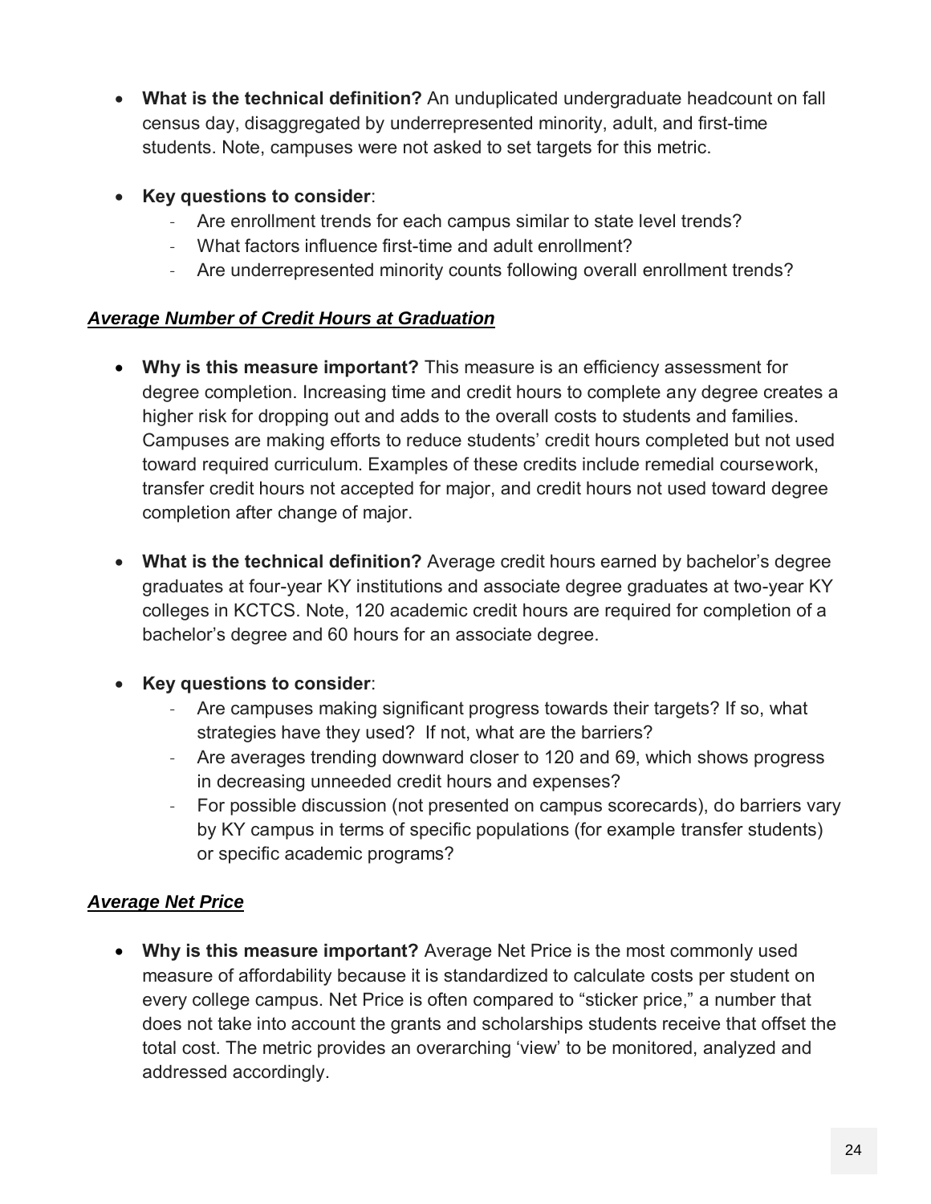- **What is the technical definition?** An unduplicated undergraduate headcount on fall census day, disaggregated by underrepresented minority, adult, and first-time students. Note, campuses were not asked to set targets for this metric.

- **Key questions to consider**:
  - Are enrollment trends for each campus similar to state level trends?
  - What factors influence first-time and adult enrollment?
  - Are underrepresented minority counts following overall enrollment trends?

***Average Number of Credit Hours at Graduation***

- **Why is this measure important?** This measure is an efficiency assessment for degree completion. Increasing time and credit hours to complete any degree creates a higher risk for dropping out and adds to the overall costs to students and families. Campuses are making efforts to reduce students' credit hours completed but not used toward required curriculum. Examples of these credits include remedial coursework, transfer credit hours not accepted for major, and credit hours not used toward degree completion after change of major.

- **What is the technical definition?** Average credit hours earned by bachelor's degree graduates at four-year KY institutions and associate degree graduates at two-year KY colleges in KCTCS. Note, 120 academic credit hours are required for completion of a bachelor's degree and 60 hours for an associate degree.

- **Key questions to consider**:
  - Are campuses making significant progress towards their targets? If so, what strategies have they used? If not, what are the barriers?
  - Are averages trending downward closer to 120 and 69, which shows progress in decreasing unneeded credit hours and expenses?
  - For possible discussion (not presented on campus scorecards), do barriers vary by KY campus in terms of specific populations (for example transfer students) or specific academic programs?

***Average Net Price***

- **Why is this measure important?** Average Net Price is the most commonly used measure of affordability because it is standardized to calculate costs per student on every college campus. Net Price is often compared to "sticker price," a number that does not take into account the grants and scholarships students receive that offset the total cost. The metric provides an overarching 'view' to be monitored, analyzed and addressed accordingly.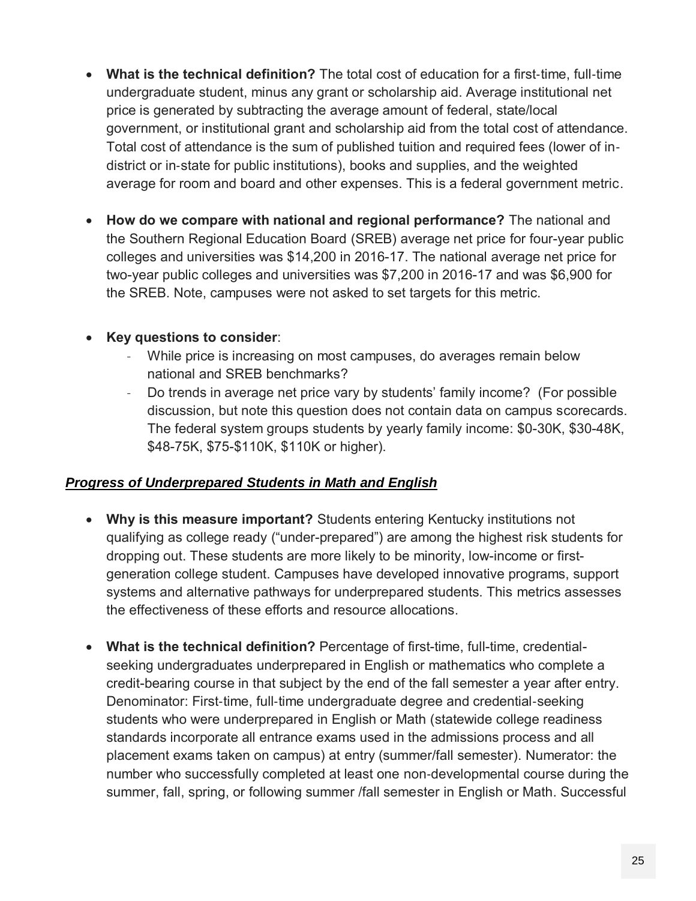- **What is the technical definition?** The total cost of education for a first-time, full-time undergraduate student, minus any grant or scholarship aid. Average institutional net price is generated by subtracting the average amount of federal, state/local government, or institutional grant and scholarship aid from the total cost of attendance. Total cost of attendance is the sum of published tuition and required fees (lower of in-district or in-state for public institutions), books and supplies, and the weighted average for room and board and other expenses. This is a federal government metric.

- **How do we compare with national and regional performance?** The national and the Southern Regional Education Board (SREB) average net price for four-year public colleges and universities was $14,200 in 2016-17. The national average net price for two-year public colleges and universities was $7,200 in 2016-17 and was $6,900 for the SREB. Note, campuses were not asked to set targets for this metric.

- **Key questions to consider**:
  - While price is increasing on most campuses, do averages remain below national and SREB benchmarks?
  - Do trends in average net price vary by students' family income? (For possible discussion, but note this question does not contain data on campus scorecards. The federal system groups students by yearly family income: $0-30K, $30-48K, $48-75K, $75-$110K, $110K or higher).

***<u>Progress of Underprepared Students in Math and English</u>***

- **Why is this measure important?** Students entering Kentucky institutions not qualifying as college ready ("under-prepared") are among the highest risk students for dropping out. These students are more likely to be minority, low-income or first-generation college student. Campuses have developed innovative programs, support systems and alternative pathways for underprepared students. This metrics assesses the effectiveness of these efforts and resource allocations.

- **What is the technical definition?** Percentage of first-time, full-time, credential-seeking undergraduates underprepared in English or mathematics who complete a credit-bearing course in that subject by the end of the fall semester a year after entry. Denominator: First-time, full-time undergraduate degree and credential-seeking students who were underprepared in English or Math (statewide college readiness standards incorporate all entrance exams used in the admissions process and all placement exams taken on campus) at entry (summer/fall semester). Numerator: the number who successfully completed at least one non-developmental course during the summer, fall, spring, or following summer /fall semester in English or Math. Successful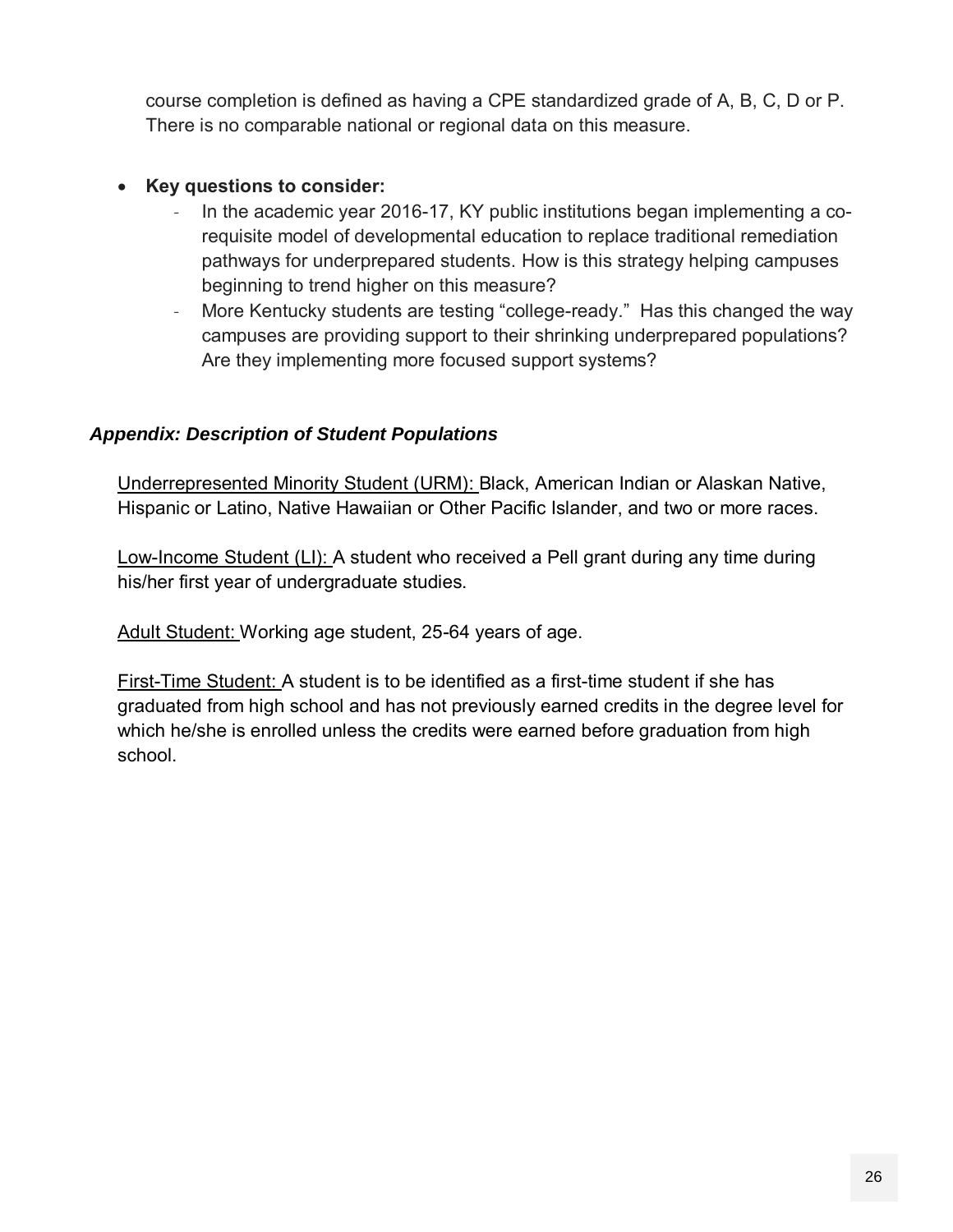course completion is defined as having a CPE standardized grade of A, B, C, D or P. There is no comparable national or regional data on this measure.

- **Key questions to consider:**
  - In the academic year 2016-17, KY public institutions began implementing a co-requisite model of developmental education to replace traditional remediation pathways for underprepared students. How is this strategy helping campuses beginning to trend higher on this measure?
  - More Kentucky students are testing "college-ready." Has this changed the way campuses are providing support to their shrinking underprepared populations? Are they implementing more focused support systems?

### *Appendix: Description of Student Populations*

<u>Underrepresented Minority Student (URM):</u> Black, American Indian or Alaskan Native, Hispanic or Latino, Native Hawaiian or Other Pacific Islander, and two or more races.

<u>Low-Income Student (LI):</u> A student who received a Pell grant during any time during his/her first year of undergraduate studies.

<u>Adult Student:</u> Working age student, 25-64 years of age.

<u>First-Time Student:</u> A student is to be identified as a first-time student if she has graduated from high school and has not previously earned credits in the degree level for which he/she is enrolled unless the credits were earned before graduation from high school.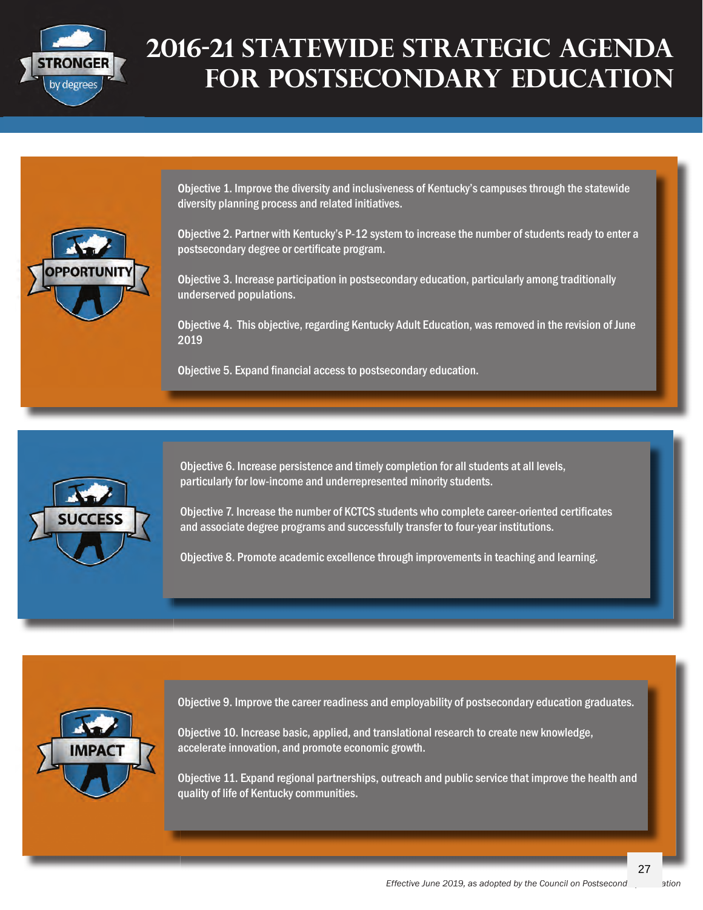# 2016-21 STATEWIDE STRATEGIC AGENDA FOR POSTSECONDARY EDUCATION

## OPPORTUNITY

Objective 1. Improve the diversity and inclusiveness of Kentucky's campuses through the statewide diversity planning process and related initiatives.

Objective 2. Partner with Kentucky's P-12 system to increase the number of students ready to enter a postsecondary degree or certificate program.

Objective 3. Increase participation in postsecondary education, particularly among traditionally underserved populations.

Objective 4. This objective, regarding Kentucky Adult Education, was removed in the revision of June 2019

Objective 5. Expand financial access to postsecondary education.

## SUCCESS

Objective 6. Increase persistence and timely completion for all students at all levels, particularly for low-income and underrepresented minority students.

Objective 7. Increase the number of KCTCS students who complete career-oriented certificates and associate degree programs and successfully transfer to four-year institutions.

Objective 8. Promote academic excellence through improvements in teaching and learning.

## IMPACT

Objective 9. Improve the career readiness and employability of postsecondary education graduates.

Objective 10. Increase basic, applied, and translational research to create new knowledge, accelerate innovation, and promote economic growth.

Objective 11. Expand regional partnerships, outreach and public service that improve the health and quality of life of Kentucky communities.

*Effective June 2019, as adopted by the Council on Postsecondary Education*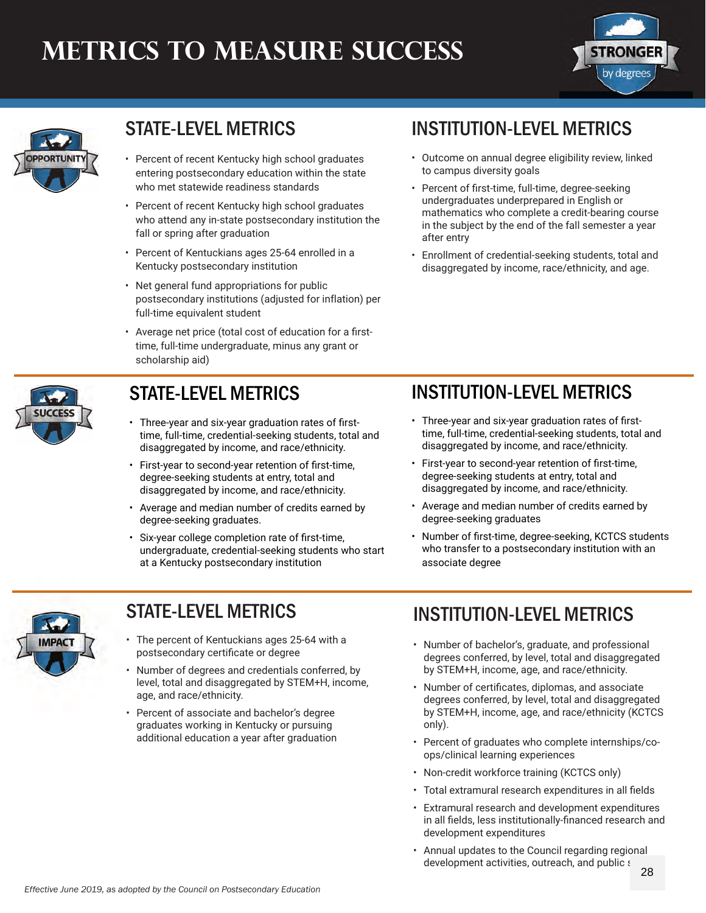# METRICS TO MEASURE SUCCESS

OPPORTUNITY

## STATE-LEVEL METRICS

- Percent of recent Kentucky high school graduates entering postsecondary education within the state who met statewide readiness standards
- Percent of recent Kentucky high school graduates who attend any in-state postsecondary institution the fall or spring after graduation
- Percent of Kentuckians ages 25-64 enrolled in a Kentucky postsecondary institution
- Net general fund appropriations for public postsecondary institutions (adjusted for inflation) per full-time equivalent student
- Average net price (total cost of education for a first-time, full-time undergraduate, minus any grant or scholarship aid)

## INSTITUTION-LEVEL METRICS

- Outcome on annual degree eligibility review, linked to campus diversity goals
- Percent of first-time, full-time, degree-seeking undergraduates underprepared in English or mathematics who complete a credit-bearing course in the subject by the end of the fall semester a year after entry
- Enrollment of credential-seeking students, total and disaggregated by income, race/ethnicity, and age.

SUCCESS

## STATE-LEVEL METRICS

- Three-year and six-year graduation rates of first-time, full-time, credential-seeking students, total and disaggregated by income, and race/ethnicity.
- First-year to second-year retention of first-time, degree-seeking students at entry, total and disaggregated by income, and race/ethnicity.
- Average and median number of credits earned by degree-seeking graduates.
- Six-year college completion rate of first-time, undergraduate, credential-seeking students who start at a Kentucky postsecondary institution

## INSTITUTION-LEVEL METRICS

- Three-year and six-year graduation rates of first-time, full-time, credential-seeking students, total and disaggregated by income, and race/ethnicity.
- First-year to second-year retention of first-time, degree-seeking students at entry, total and disaggregated by income, and race/ethnicity.
- Average and median number of credits earned by degree-seeking graduates
- Number of first-time, degree-seeking, KCTCS students who transfer to a postsecondary institution with an associate degree

IMPACT

## STATE-LEVEL METRICS

- The percent of Kentuckians ages 25-64 with a postsecondary certificate or degree
- Number of degrees and credentials conferred, by level, total and disaggregated by STEM+H, income, age, and race/ethnicity.
- Percent of associate and bachelor's degree graduates working in Kentucky or pursuing additional education a year after graduation

## INSTITUTION-LEVEL METRICS

- Number of bachelor's, graduate, and professional degrees conferred, by level, total and disaggregated by STEM+H, income, age, and race/ethnicity.
- Number of certificates, diplomas, and associate degrees conferred, by level, total and disaggregated by STEM+H, income, age, and race/ethnicity (KCTCS only).
- Percent of graduates who complete internships/co-ops/clinical learning experiences
- Non-credit workforce training (KCTCS only)
- Total extramural research expenditures in all fields
- Extramural research and development expenditures in all fields, less institutionally-financed research and development expenditures
- Annual updates to the Council regarding regional development activities, outreach, and public s

*Effective June 2019, as adopted by the Council on Postsecondary Education*